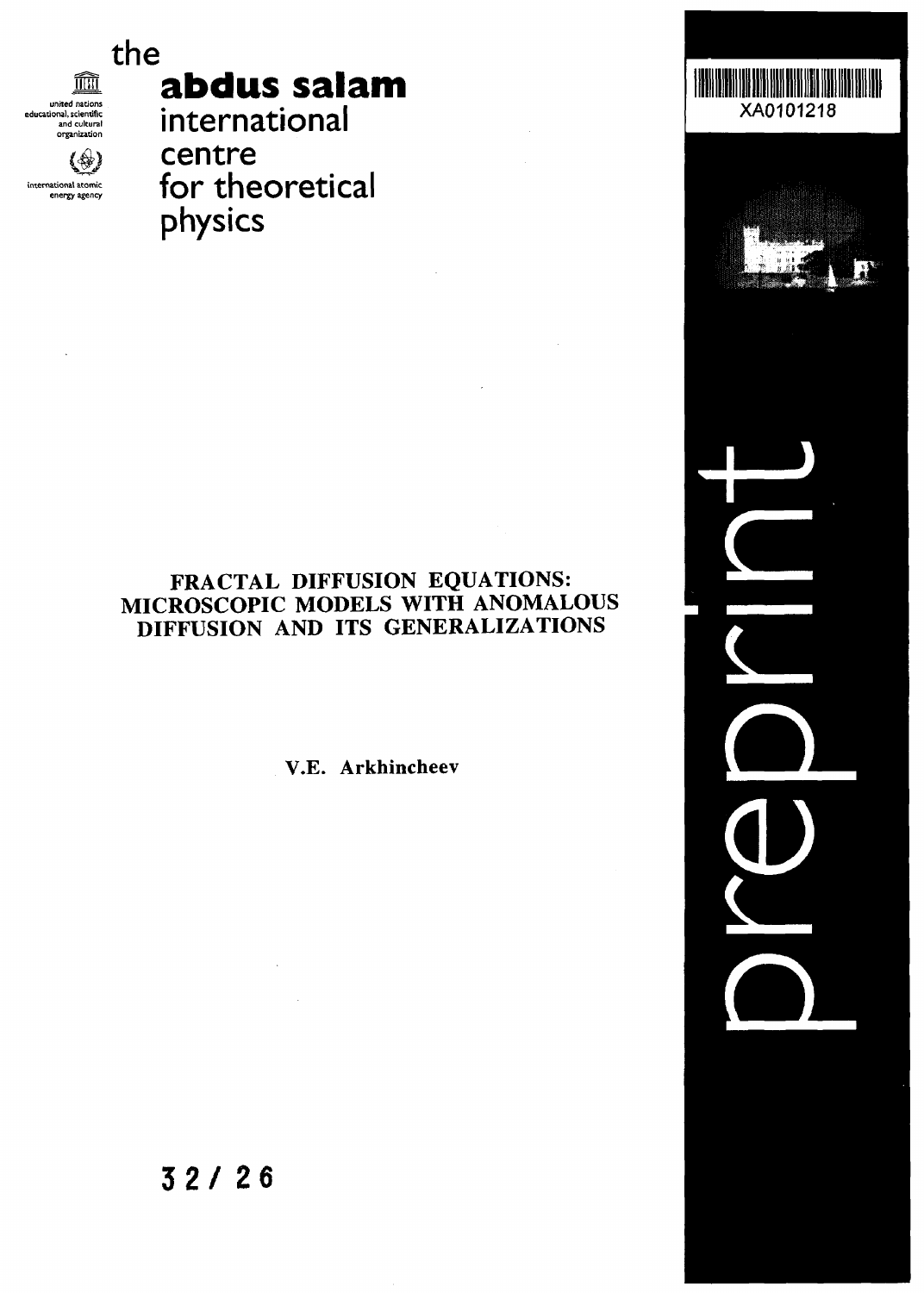the

**abdus salam**
international
centre
for theoretical
physics

united nations
educational, scientific
and cultural
organization

international atomic
energy agency

XA0101218

# FRACTAL DIFFUSION EQUATIONS: MICROSCOPIC MODELS WITH ANOMALOUS DIFFUSION AND ITS GENERALIZATIONS

V.E. Arkhincheev

32/26

preprint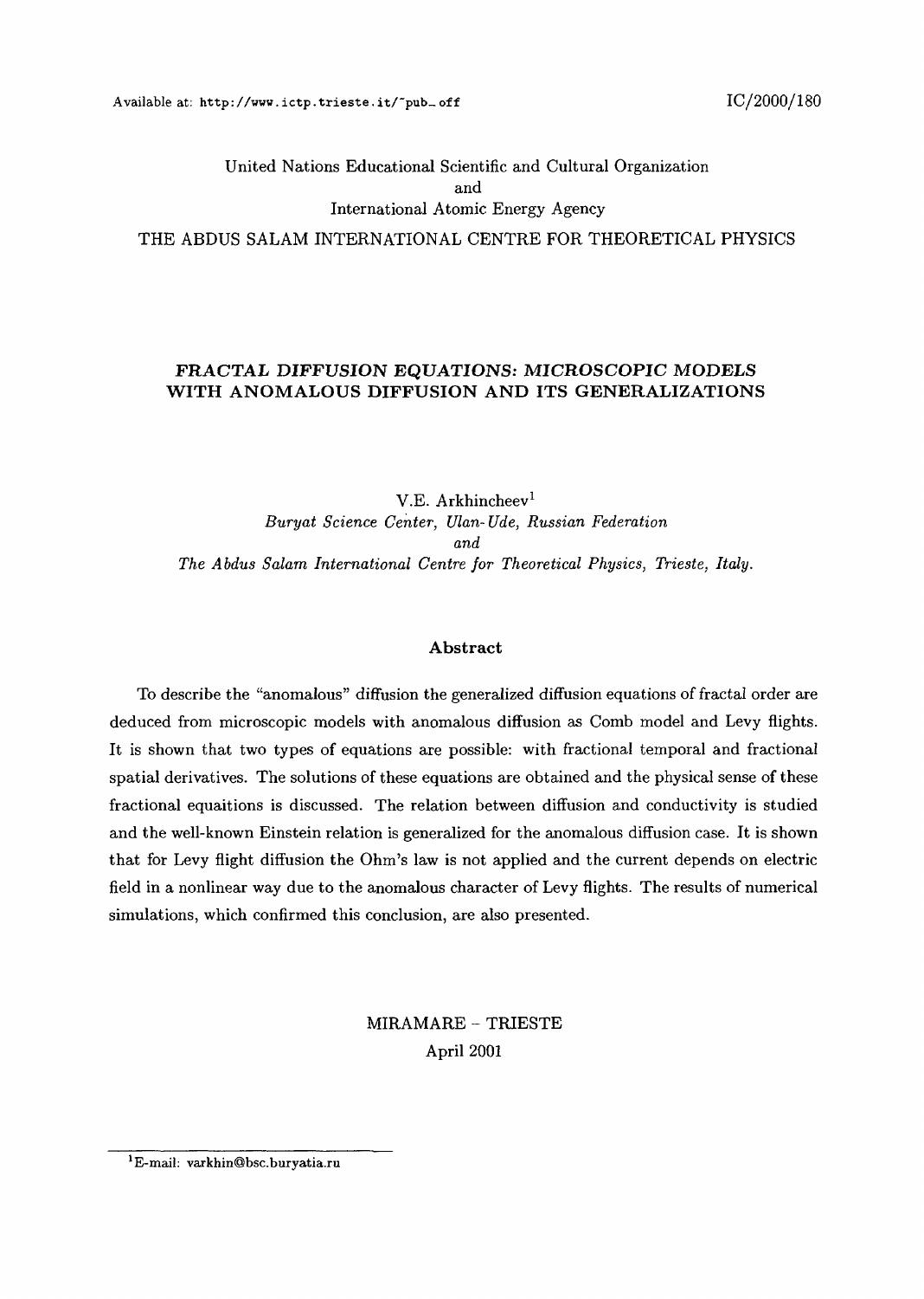Available at: http://www.ictp.trieste.it/~pub_off

IC/2000/180

United Nations Educational Scientific and Cultural Organization
and
International Atomic Energy Agency

THE ABDUS SALAM INTERNATIONAL CENTRE FOR THEORETICAL PHYSICS

# *FRACTAL DIFFUSION EQUATIONS: MICROSCOPIC MODELS* WITH ANOMALOUS DIFFUSION AND ITS GENERALIZATIONS

V.E. Arkhincheev[1]
*Buryat Science Center, Ulan-Ude, Russian Federation*
*and*
*The Abdus Salam International Centre for Theoretical Physics, Trieste, Italy.*

## Abstract

To describe the "anomalous" diffusion the generalized diffusion equations of fractal order are deduced from microscopic models with anomalous diffusion as Comb model and Levy flights. It is shown that two types of equations are possible: with fractional temporal and fractional spatial derivatives. The solutions of these equations are obtained and the physical sense of these fractional equaitions is discussed. The relation between diffusion and conductivity is studied and the well-known Einstein relation is generalized for the anomalous diffusion case. It is shown that for Levy flight diffusion the Ohm's law is not applied and the current depends on electric field in a nonlinear way due to the anomalous character of Levy flights. The results of numerical simulations, which confirmed this conclusion, are also presented.

MIRAMARE – TRIESTE
April 2001

[1] E-mail: varkhin@bsc.buryatia.ru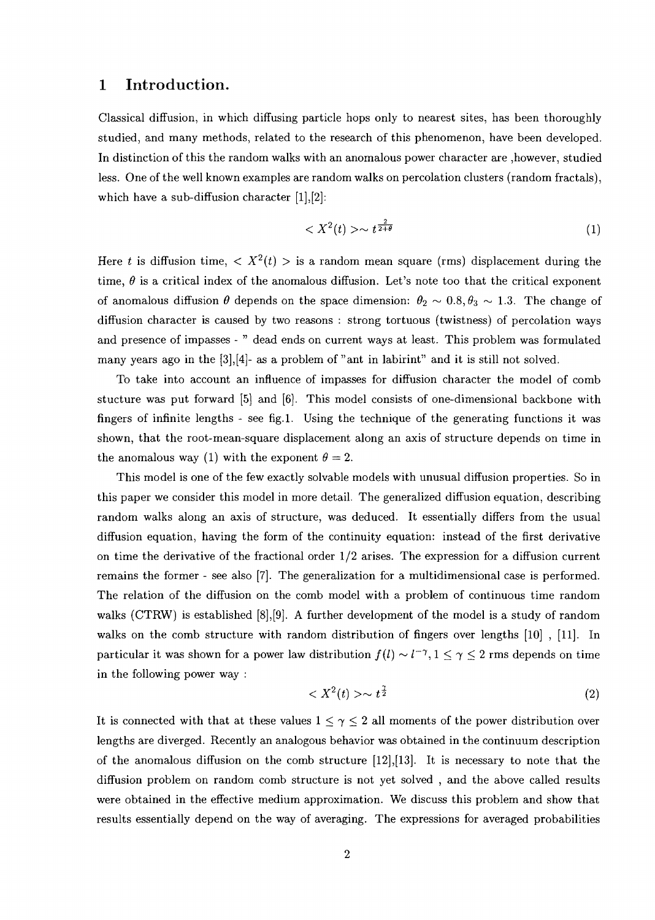## 1 Introduction.

Classical diffusion, in which diffusing particle hops only to nearest sites, has been thoroughly studied, and many methods, related to the research of this phenomenon, have been developed. In distinction of this the random walks with an anomalous power character are ,however, studied less. One of the well known examples are random walks on percolation clusters (random fractals), which have a sub-diffusion character [1],[2]:

$$< X^2(t) > \sim t^{\frac{2}{2+\theta}} \tag{1}$$

Here $t$ is diffusion time, $< X^2(t) >$ is a random mean square (rms) displacement during the time, $\theta$ is a critical index of the anomalous diffusion. Let's note too that the critical exponent of anomalous diffusion $\theta$ depends on the space dimension: $\theta_2 \sim 0.8, \theta_3 \sim 1.3$. The change of diffusion character is caused by two reasons : strong tortuous (twistness) of percolation ways and presence of impasses - " dead ends on current ways at least. This problem was formulated many years ago in the [3],[4]- as a problem of "ant in labirint" and it is still not solved.

To take into account an influence of impasses for diffusion character the model of comb stucture was put forward [5] and [6]. This model consists of one-dimensional backbone with fingers of infinite lengths - see fig.1. Using the technique of the generating functions it was shown, that the root-mean-square displacement along an axis of structure depends on time in the anomalous way (1) with the exponent $\theta = 2$.

This model is one of the few exactly solvable models with unusual diffusion properties. So in this paper we consider this model in more detail. The generalized diffusion equation, describing random walks along an axis of structure, was deduced. It essentially differs from the usual diffusion equation, having the form of the continuity equation: instead of the first derivative on time the derivative of the fractional order 1/2 arises. The expression for a diffusion current remains the former - see also [7]. The generalization for a multidimensional case is performed. The relation of the diffusion on the comb model with a problem of continuous time random walks (CTRW) is established [8],[9]. A further development of the model is a study of random walks on the comb structure with random distribution of fingers over lengths [10] , [11]. In particular it was shown for a power law distribution $f(l) \sim l^{-\gamma}, 1 \leq \gamma \leq 2$ rms depends on time in the following power way :

$$< X^2(t) > \sim t^{\frac{\gamma}{2}} \tag{2}$$

It is connected with that at these values $1 \leq \gamma \leq 2$ all moments of the power distribution over lengths are diverged. Recently an analogous behavior was obtained in the continuum description of the anomalous diffusion on the comb structure [12],[13]. It is necessary to note that the diffusion problem on random comb structure is not yet solved , and the above called results were obtained in the effective medium approximation. We discuss this problem and show that results essentially depend on the way of averaging. The expressions for averaged probabilities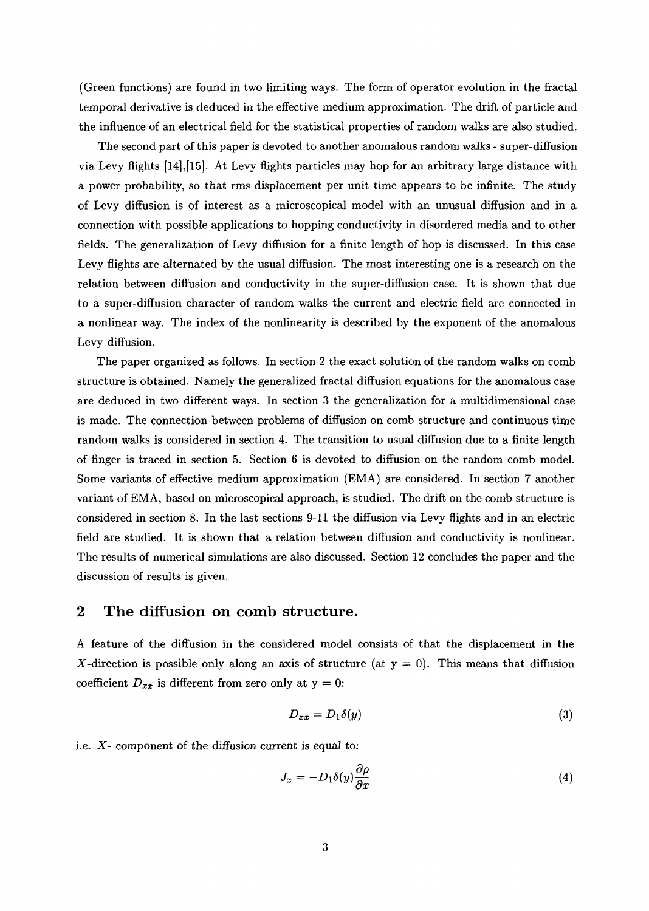(Green functions) are found in two limiting ways. The form of operator evolution in the fractal temporal derivative is deduced in the effective medium approximation. The drift of particle and the influence of an electrical field for the statistical properties of random walks are also studied.

The second part of this paper is devoted to another anomalous random walks - super-diffusion via Levy flights [14],[15]. At Levy flights particles may hop for an arbitrary large distance with a power probability, so that rms displacement per unit time appears to be infinite. The study of Levy diffusion is of interest as a microscopical model with an unusual diffusion and in a connection with possible applications to hopping conductivity in disordered media and to other fields. The generalization of Levy diffusion for a finite length of hop is discussed. In this case Levy flights are alternated by the usual diffusion. The most interesting one is a research on the relation between diffusion and conductivity in the super-diffusion case. It is shown that due to a super-diffusion character of random walks the current and electric field are connected in a nonlinear way. The index of the nonlinearity is described by the exponent of the anomalous Levy diffusion.

The paper organized as follows. In section 2 the exact solution of the random walks on comb structure is obtained. Namely the generalized fractal diffusion equations for the anomalous case are deduced in two different ways. In section 3 the generalization for a multidimensional case is made. The connection between problems of diffusion on comb structure and continuous time random walks is considered in section 4. The transition to usual diffusion due to a finite length of finger is traced in section 5. Section 6 is devoted to diffusion on the random comb model. Some variants of effective medium approximation (EMA) are considered. In section 7 another variant of EMA, based on microscopical approach, is studied. The drift on the comb structure is considered in section 8. In the last sections 9-11 the diffusion via Levy flights and in an electric field are studied. It is shown that a relation between diffusion and conductivity is nonlinear. The results of numerical simulations are also discussed. Section 12 concludes the paper and the discussion of results is given.

## 2 The diffusion on comb structure.

A feature of the diffusion in the considered model consists of that the displacement in the $X$-direction is possible only along an axis of structure (at $y = 0$). This means that diffusion coefficient $D_{xx}$ is different from zero only at $y = 0$:

$$D_{xx} = D_1 \delta(y) \tag{3}$$

i.e. $X$- component of the diffusion current is equal to:

$$J_x = -D_1 \delta(y) \frac{\partial \rho}{\partial x} \tag{4}$$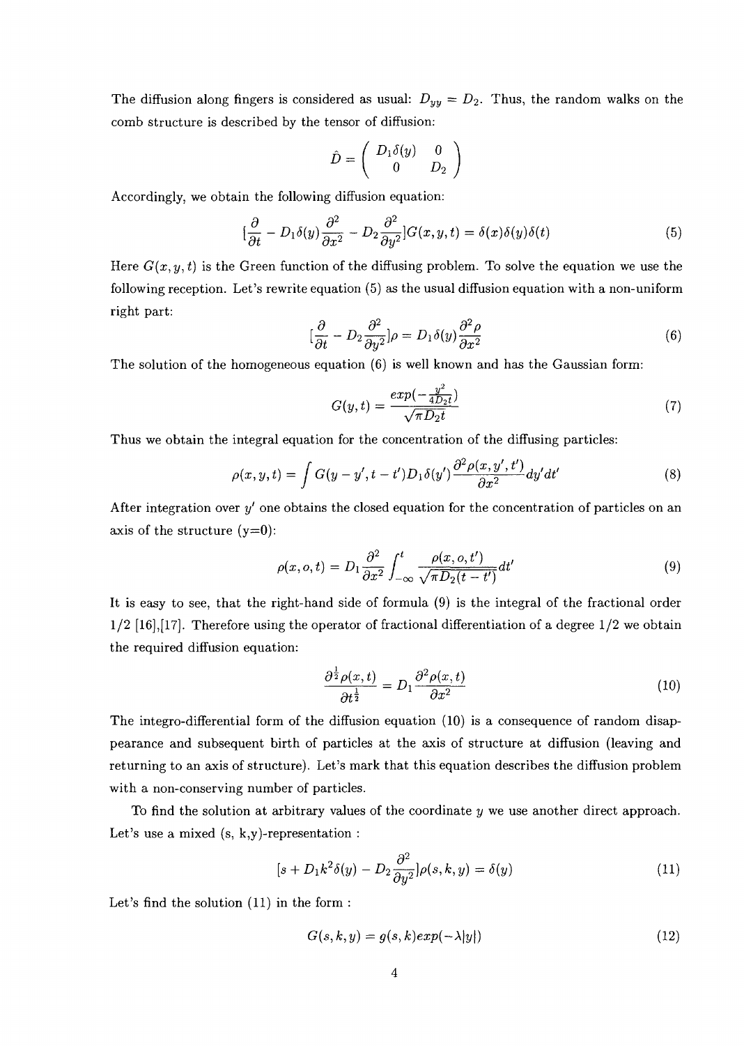The diffusion along fingers is considered as usual: $D_{yy} = D_2$. Thus, the random walks on the comb structure is described by the tensor of diffusion:

$$\hat{D} = \begin{pmatrix} D_1\delta(y) & 0 \\ 0 & D_2 \end{pmatrix}$$

Accordingly, we obtain the following diffusion equation:

$$[\frac{\partial}{\partial t} - D_1\delta(y)\frac{\partial^2}{\partial x^2} - D_2\frac{\partial^2}{\partial y^2}]G(x,y,t) = \delta(x)\delta(y)\delta(t) \tag{5}$$

Here $G(x,y,t)$ is the Green function of the diffusing problem. To solve the equation we use the following reception. Let's rewrite equation (5) as the usual diffusion equation with a non-uniform right part:

$$[\frac{\partial}{\partial t} - D_2\frac{\partial^2}{\partial y^2}]\rho = D_1\delta(y)\frac{\partial^2 \rho}{\partial x^2} \tag{6}$$

The solution of the homogeneous equation (6) is well known and has the Gaussian form:

$$G(y,t) = \frac{exp(-\frac{y^2}{4D_2 t})}{\sqrt{\pi D_2 t}} \tag{7}$$

Thus we obtain the integral equation for the concentration of the diffusing particles:

$$\rho(x,y,t) = \int G(y-y', t-t')D_1\delta(y')\frac{\partial^2\rho(x,y',t')}{\partial x^2}dy'dt' \tag{8}$$

After integration over $y'$ one obtains the closed equation for the concentration of particles on an axis of the structure (y=0):

$$\rho(x,o,t) = D_1\frac{\partial^2}{\partial x^2}\int_{-\infty}^{t}\frac{\rho(x,o,t')}{\sqrt{\pi D_2(t-t')}}dt' \tag{9}$$

It is easy to see, that the right-hand side of formula (9) is the integral of the fractional order 1/2 [16],[17]. Therefore using the operator of fractional differentiation of a degree 1/2 we obtain the required diffusion equation:

$$\frac{\partial^{\frac{1}{2}}\rho(x,t)}{\partial t^{\frac{1}{2}}} = D_1\frac{\partial^2\rho(x,t)}{\partial x^2} \tag{10}$$

The integro-differential form of the diffusion equation (10) is a consequence of random disappearance and subsequent birth of particles at the axis of structure at diffusion (leaving and returning to an axis of structure). Let's mark that this equation describes the diffusion problem with a non-conserving number of particles.

To find the solution at arbitrary values of the coordinate $y$ we use another direct approach. Let's use a mixed (s, k,y)-representation :

$$[s + D_1k^2\delta(y) - D_2\frac{\partial^2}{\partial y^2}]\rho(s,k,y) = \delta(y) \tag{11}$$

Let's find the solution (11) in the form :

$$G(s,k,y) = g(s,k)exp(-\lambda|y|) \tag{12}$$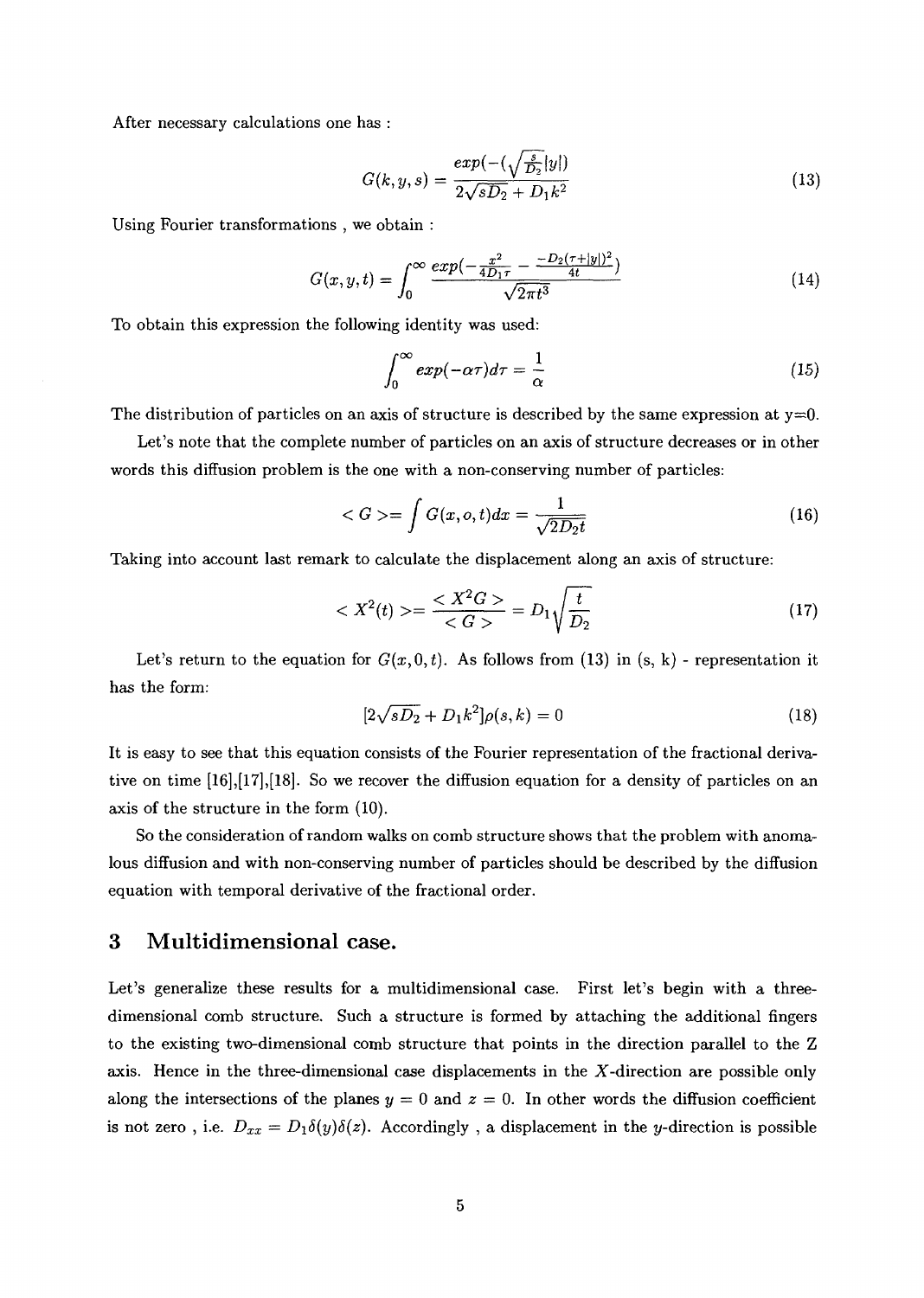After necessary calculations one has :

$$G(k,y,s) = \frac{exp(-(\sqrt{\frac{s}{D_2}}|y|)}{2\sqrt{sD_2} + D_1k^2} \tag{13}$$

Using Fourier transformations , we obtain :

$$G(x,y,t) = \int_0^{\infty} \frac{exp(-\frac{x^2}{4D_1\tau} - \frac{-D_2(\tau+|y|)^2}{4t})}{\sqrt{2\pi t^3}} \tag{14}$$

To obtain this expression the following identity was used:

$$\int_0^{\infty} exp(-\alpha\tau)d\tau = \frac{1}{\alpha} \tag{15}$$

The distribution of particles on an axis of structure is described by the same expression at y=0.

Let's note that the complete number of particles on an axis of structure decreases or in other words this diffusion problem is the one with a non-conserving number of particles:

$$< G >= \int G(x,o,t)dx = \frac{1}{\sqrt{2D_2t}} \tag{16}$$

Taking into account last remark to calculate the displacement along an axis of structure:

$$< X^2(t) >= \frac{< X^2G >}{< G >} = D_1\sqrt{\frac{t}{D_2}} \tag{17}$$

Let's return to the equation for $G(x,0,t)$. As follows from (13) in (s, k) - representation it has the form:

$$[2\sqrt{sD_2} + D_1k^2]\rho(s,k) = 0 \tag{18}$$

It is easy to see that this equation consists of the Fourier representation of the fractional derivative on time [16],[17],[18]. So we recover the diffusion equation for a density of particles on an axis of the structure in the form (10).

So the consideration of random walks on comb structure shows that the problem with anomalous diffusion and with non-conserving number of particles should be described by the diffusion equation with temporal derivative of the fractional order.

## 3 Multidimensional case.

Let's generalize these results for a multidimensional case. First let's begin with a three-dimensional comb structure. Such a structure is formed by attaching the additional fingers to the existing two-dimensional comb structure that points in the direction parallel to the Z axis. Hence in the three-dimensional case displacements in the $X$-direction are possible only along the intersections of the planes $y = 0$ and $z = 0$. In other words the diffusion coefficient is not zero , i.e. $D_{xx} = D_1\delta(y)\delta(z)$. Accordingly , a displacement in the $y$-direction is possible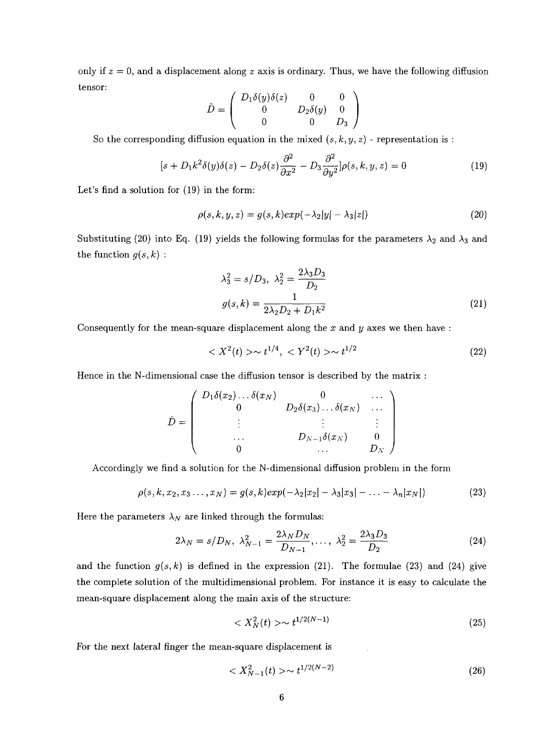only if $z = 0$, and a displacement along $z$ axis is ordinary. Thus, we have the following diffusion tensor:

$$\hat{D} = \begin{pmatrix} D_1\delta(y)\delta(z) & 0 & 0 \\ 0 & D_2\delta(y) & 0 \\ 0 & 0 & D_3 \end{pmatrix}$$

So the corresponding diffusion equation in the mixed $(s, k, y, z)$ - representation is :

$$[s + D_1k^2\delta(y)\delta(z) - D_2\delta(z)\frac{\partial^2}{\partial x^2} - D_3\frac{\partial^2}{\partial y^2}]\rho(s, k, y, z) = 0 \tag{19}$$

Let's find a solution for (19) in the form:

$$\rho(s, k, y, z) = g(s, k)exp(-\lambda_2|y| - \lambda_3|z|) \tag{20}$$

Substituting (20) into Eq. (19) yields the following formulas for the parameters $\lambda_2$ and $\lambda_3$ and the function $g(s, k)$ :

$$\lambda_3^2 = s/D_3, \ \lambda_2^2 = \frac{2\lambda_3 D_3}{D_2}$$
$$g(s, k) = \frac{1}{2\lambda_2 D_2 + D_1 k^2} \tag{21}$$

Consequently for the mean-square displacement along the $x$ and $y$ axes we then have :

$$< X^2(t) >\sim t^{1/4}, \ < Y^2(t) >\sim t^{1/2} \tag{22}$$

Hence in the N-dimensional case the diffusion tensor is described by the matrix :

$$\hat{D} = \begin{pmatrix} D_1\delta(x_2)\ldots\delta(x_N) & 0 & \ldots \\ 0 & D_2\delta(x_3)\ldots\delta(x_N) & \ldots \\ \vdots & \vdots & \vdots \\ \ldots & D_{N-1}\delta(x_N) & 0 \\ 0 & \ldots & D_N \end{pmatrix}$$

Accordingly we find a solution for the N-dimensional diffusion problem in the form

$$\rho(s, k, x_2, x_3 \ldots, x_N) = g(s, k)exp(-\lambda_2|x_2| - \lambda_3|x_3| - \ldots - \lambda_n|x_N|) \tag{23}$$

Here the parameters $\lambda_N$ are linked through the formulas:

$$2\lambda_N = s/D_N, \ \lambda_{N-1}^2 = \frac{2\lambda_N D_N}{D_{N-1}}, \ldots, \ \lambda_2^2 = \frac{2\lambda_3 D_3}{D_2} \tag{24}$$

and the function $g(s, k)$ is defined in the expression (21). The formulae (23) and (24) give the complete solution of the multidimensional problem. For instance it is easy to calculate the mean-square displacement along the main axis of the structure:

$$< X_N^2(t) >\sim t^{1/2(N-1)} \tag{25}$$

For the next lateral finger the mean-square displacement is

$$< X_{N-1}^2(t) >\sim t^{1/2(N-2)} \tag{26}$$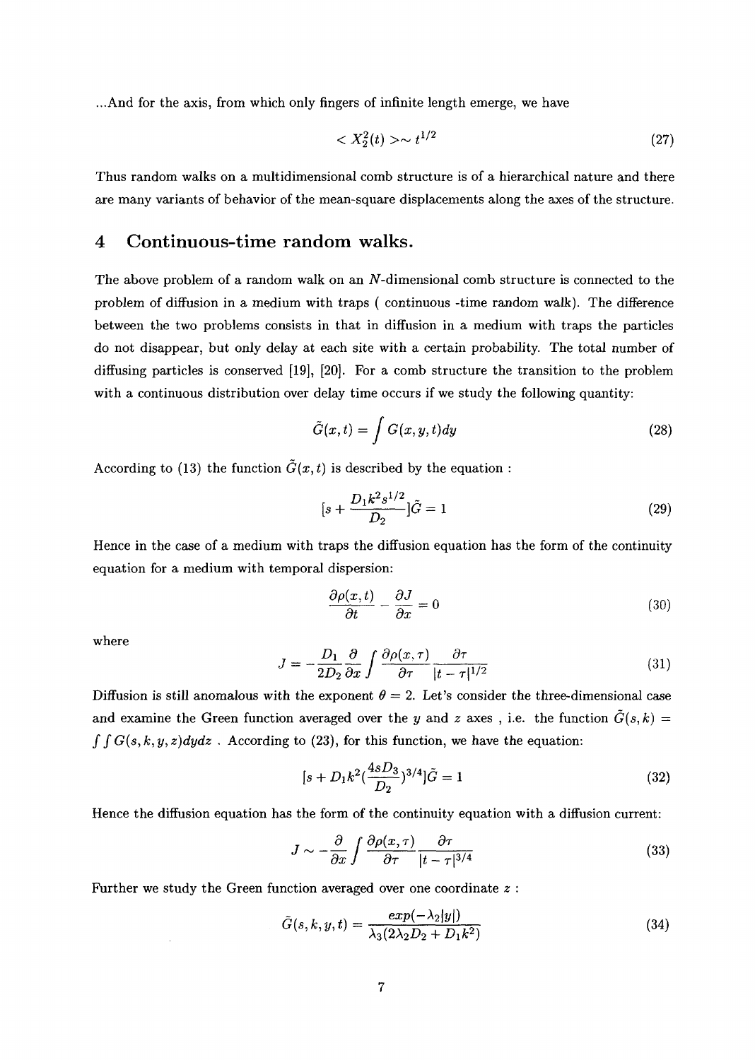...And for the axis, from which only fingers of infinite length emerge, we have

$$< X_2^2(t) >\sim t^{1/2} \tag{27}$$

Thus random walks on a multidimensional comb structure is of a hierarchical nature and there are many variants of behavior of the mean-square displacements along the axes of the structure.

## 4 Continuous-time random walks.

The above problem of a random walk on an $N$-dimensional comb structure is connected to the problem of diffusion in a medium with traps ( continuous -time random walk). The difference between the two problems consists in that in diffusion in a medium with traps the particles do not disappear, but only delay at each site with a certain probability. The total number of diffusing particles is conserved [19], [20]. For a comb structure the transition to the problem with a continuous distribution over delay time occurs if we study the following quantity:

$$\tilde{G}(x,t) = \int G(x,y,t)dy \tag{28}$$

According to (13) the function $\tilde{G}(x,t)$ is described by the equation :

$$[s + \frac{D_1 k^2 s^{1/2}}{D_2}]\tilde{G} = 1 \tag{29}$$

Hence in the case of a medium with traps the diffusion equation has the form of the continuity equation for a medium with temporal dispersion:

$$\frac{\partial \rho(x,t)}{\partial t} - \frac{\partial J}{\partial x} = 0 \tag{30}$$

where

$$J = -\frac{D_1}{2D_2}\frac{\partial}{\partial x}\int \frac{\partial \rho(x,\tau)}{\partial \tau}\frac{\partial \tau}{|t-\tau|^{1/2}} \tag{31}$$

Diffusion is still anomalous with the exponent $\theta = 2$. Let's consider the three-dimensional case and examine the Green function averaged over the $y$ and $z$ axes , i.e. the function $\tilde{G}(s,k) = \int\int G(s,k,y,z)dydz$ . According to (23), for this function, we have the equation:

$$[s + D_1 k^2 (\frac{4sD_3}{D_2})^{3/4}]\tilde{G} = 1 \tag{32}$$

Hence the diffusion equation has the form of the continuity equation with a diffusion current:

$$J \sim -\frac{\partial}{\partial x}\int \frac{\partial \rho(x,\tau)}{\partial \tau}\frac{\partial \tau}{|t-\tau|^{3/4}} \tag{33}$$

Further we study the Green function averaged over one coordinate $z$ :

$$\tilde{G}(s,k,y,t) = \frac{exp(-\lambda_2|y|)}{\lambda_3(2\lambda_2 D_2 + D_1 k^2)} \tag{34}$$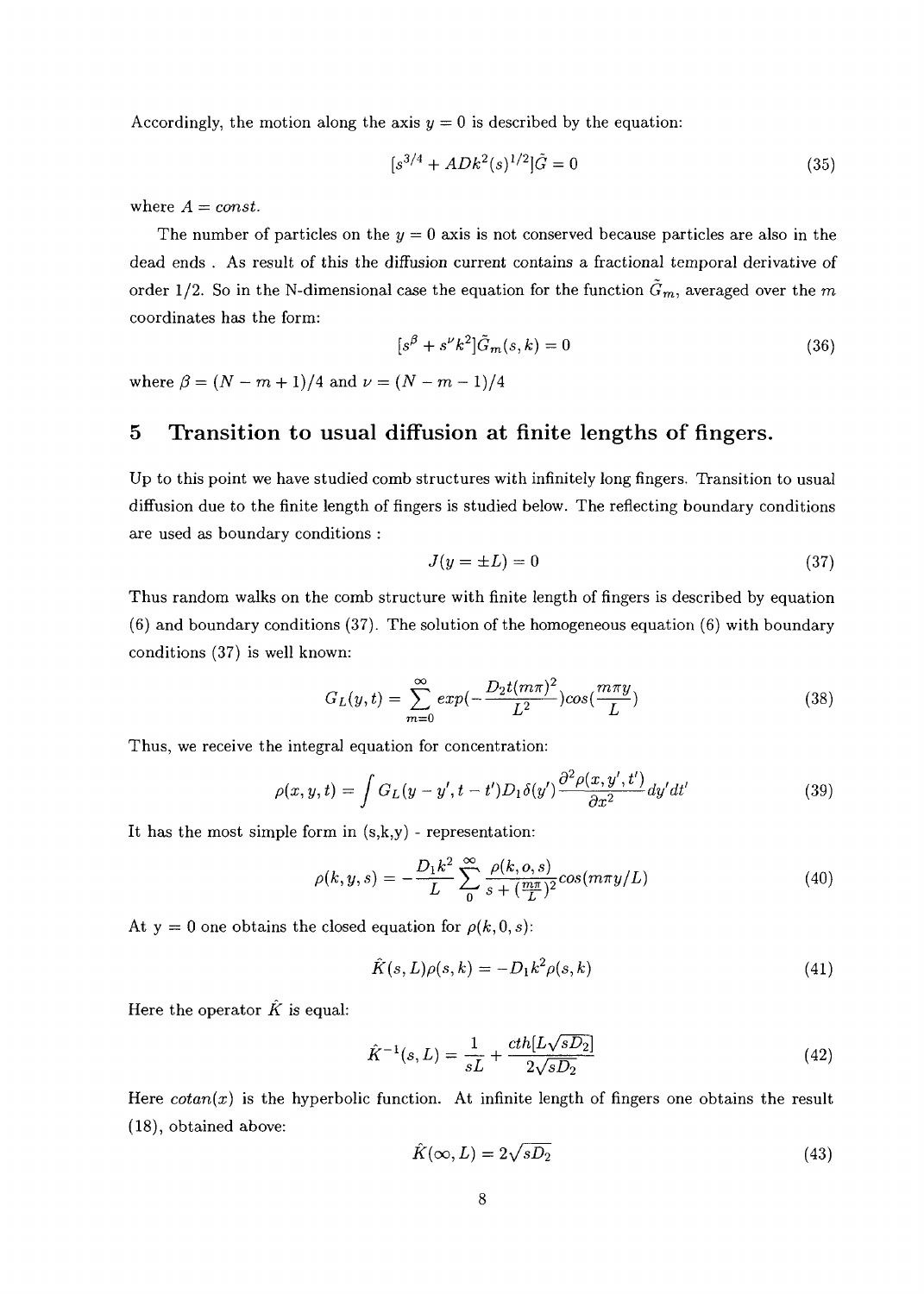Accordingly, the motion along the axis $y = 0$ is described by the equation:

$$[s^{3/4} + ADk^2(s)^{1/2}]\tilde{G} = 0 \tag{35}$$

where $A = const.$

The number of particles on the $y = 0$ axis is not conserved because particles are also in the dead ends . As result of this the diffusion current contains a fractional temporal derivative of order 1/2. So in the N-dimensional case the equation for the function $\tilde{G}_m$, averaged over the $m$ coordinates has the form:

$$[s^{\beta} + s^{\nu}k^2]\tilde{G}_m(s,k) = 0 \tag{36}$$

where $\beta = (N - m + 1)/4$ and $\nu = (N - m - 1)/4$

## 5 Transition to usual diffusion at finite lengths of fingers.

Up to this point we have studied comb structures with infinitely long fingers. Transition to usual diffusion due to the finite length of fingers is studied below. The reflecting boundary conditions are used as boundary conditions :

$$J(y = \pm L) = 0 \tag{37}$$

Thus random walks on the comb structure with finite length of fingers is described by equation (6) and boundary conditions (37). The solution of the homogeneous equation (6) with boundary conditions (37) is well known:

$$G_L(y,t) = \sum_{m=0}^{\infty} exp(-\frac{D_2 t(m\pi)^2}{L^2})cos(\frac{m\pi y}{L}) \tag{38}$$

Thus, we receive the integral equation for concentration:

$$\rho(x,y,t) = \int G_L(y-y',t-t')D_1\delta(y')\frac{\partial^2\rho(x,y',t')}{\partial x^2}dy'dt' \tag{39}$$

It has the most simple form in (s,k,y) - representation:

$$\rho(k,y,s) = -\frac{D_1 k^2}{L}\sum_{0}^{\infty}\frac{\rho(k,o,s)}{s+(\frac{m\pi}{L})^2}cos(m\pi y/L) \tag{40}$$

At y = 0 one obtains the closed equation for $\rho(k,0,s)$:

$$\hat{K}(s,L)\rho(s,k) = -D_1 k^2\rho(s,k) \tag{41}$$

Here the operator $\hat{K}$ is equal:

$$\hat{K}^{-1}(s,L) = \frac{1}{sL} + \frac{cth[L\sqrt{sD_2}]}{2\sqrt{sD_2}} \tag{42}$$

Here $cotan(x)$ is the hyperbolic function. At infinite length of fingers one obtains the result (18), obtained above:

$$\hat{K}(\infty,L) = 2\sqrt{sD_2} \tag{43}$$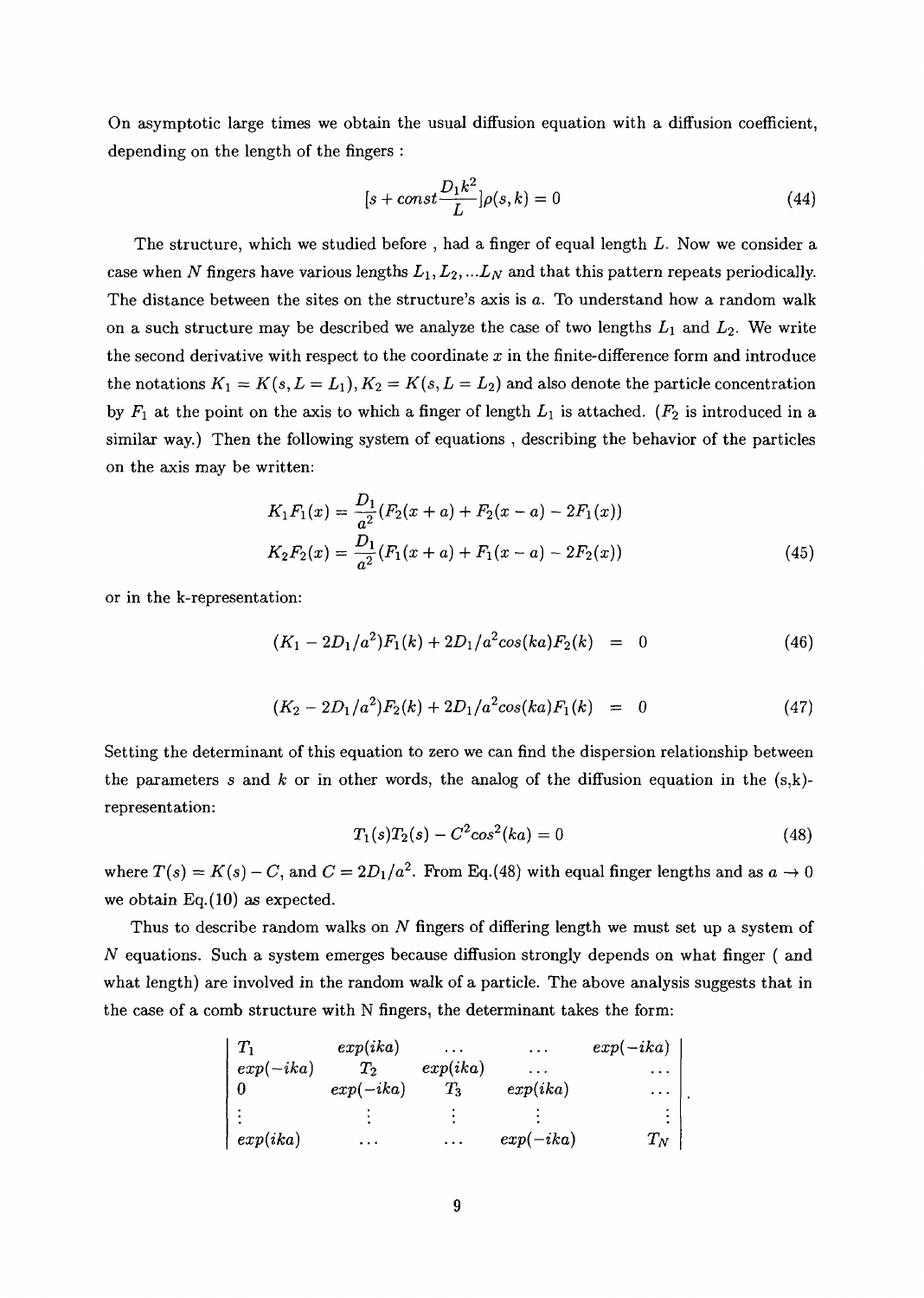On asymptotic large times we obtain the usual diffusion equation with a diffusion coefficient, depending on the length of the fingers :

$$[s + const\frac{D_1 k^2}{L}]\rho(s,k) = 0 \tag{44}$$

The structure, which we studied before , had a finger of equal length $L$. Now we consider a case when $N$ fingers have various lengths $L_1, L_2, ...L_N$ and that this pattern repeats periodically. The distance between the sites on the structure's axis is $a$. To understand how a random walk on a such structure may be described we analyze the case of two lengths $L_1$ and $L_2$. We write the second derivative with respect to the coordinate $x$ in the finite-difference form and introduce the notations $K_1 = K(s, L = L_1), K_2 = K(s, L = L_2)$ and also denote the particle concentration by $F_1$ at the point on the axis to which a finger of length $L_1$ is attached. ($F_2$ is introduced in a similar way.) Then the following system of equations , describing the behavior of the particles on the axis may be written:

$$\begin{aligned}
K_1 F_1(x) &= \frac{D_1}{a^2}(F_2(x+a) + F_2(x-a) - 2F_1(x)) \\
K_2 F_2(x) &= \frac{D_1}{a^2}(F_1(x+a) + F_1(x-a) - 2F_2(x))
\end{aligned} \tag{45}$$

or in the k-representation:

$$(K_1 - 2D_1/a^2)F_1(k) + 2D_1/a^2 cos(ka)F_2(k) = 0 \tag{46}$$

$$(K_2 - 2D_1/a^2)F_2(k) + 2D_1/a^2 cos(ka)F_1(k) = 0 \tag{47}$$

Setting the determinant of this equation to zero we can find the dispersion relationship between the parameters $s$ and $k$ or in other words, the analog of the diffusion equation in the (s,k)-representation:

$$T_1(s)T_2(s) - C^2 cos^2(ka) = 0 \tag{48}$$

where $T(s) = K(s) - C$, and $C = 2D_1/a^2$. From Eq.(48) with equal finger lengths and as $a \to 0$ we obtain Eq.(10) as expected.

Thus to describe random walks on $N$ fingers of differing length we must set up a system of $N$ equations. Such a system emerges because diffusion strongly depends on what finger ( and what length) are involved in the random walk of a particle. The above analysis suggests that in the case of a comb structure with N fingers, the determinant takes the form:

$$\begin{vmatrix}
T_1 & exp(ika) & \dots & \dots & exp(-ika) \\
exp(-ika) & T_2 & exp(ika) & \dots & \dots \\
0 & exp(-ika) & T_3 & exp(ika) & \dots \\
\vdots & \vdots & \vdots & \vdots & \vdots \\
exp(ika) & \dots & \dots & exp(-ika) & T_N
\end{vmatrix}.$$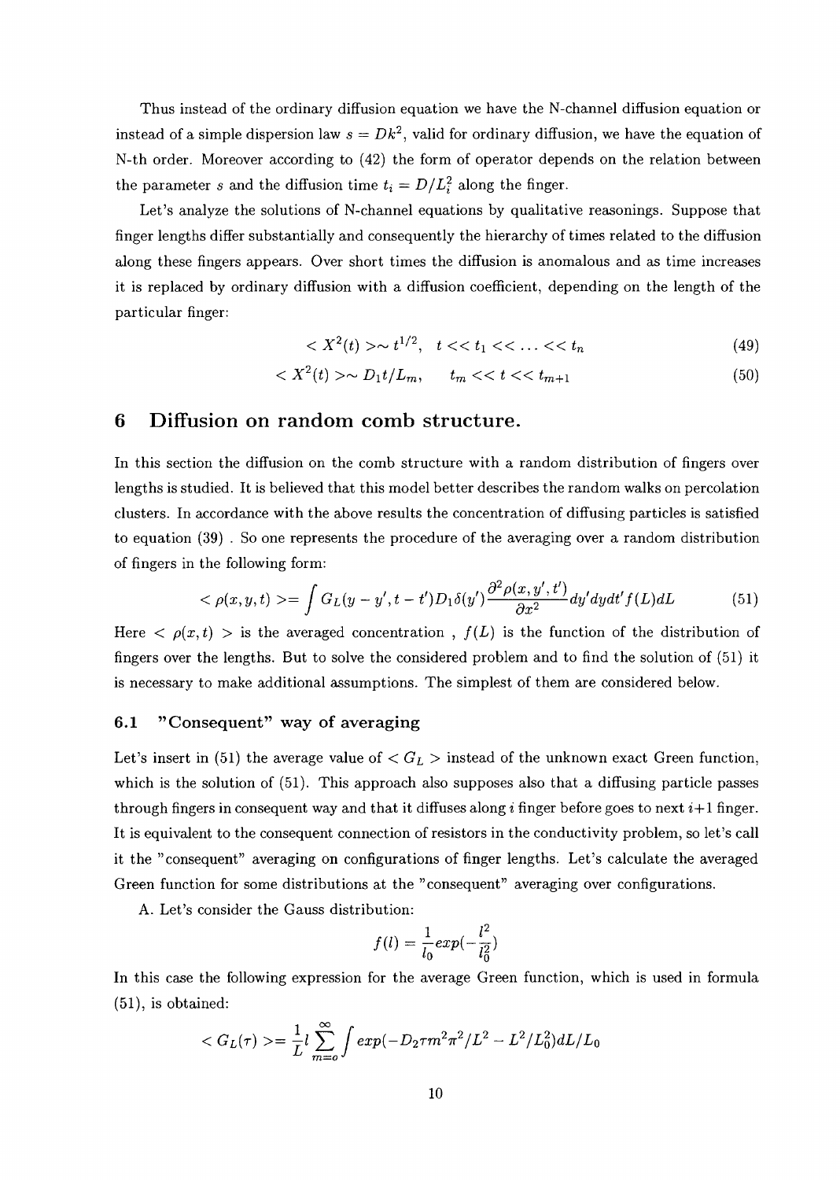Thus instead of the ordinary diffusion equation we have the N-channel diffusion equation or instead of a simple dispersion law $s = Dk^2$, valid for ordinary diffusion, we have the equation of N-th order. Moreover according to (42) the form of operator depends on the relation between the parameter $s$ and the diffusion time $t_i = D/L_i^2$ along the finger.

Let's analyze the solutions of N-channel equations by qualitative reasonings. Suppose that finger lengths differ substantially and consequently the hierarchy of times related to the diffusion along these fingers appears. Over short times the diffusion is anomalous and as time increases it is replaced by ordinary diffusion with a diffusion coefficient, depending on the length of the particular finger:

$$< X^2(t) > \sim t^{1/2}, \quad t << t_1 << \ldots << t_n \tag{49}$$

$$< X^2(t) > \sim D_1 t / L_m, \qquad t_m << t << t_{m+1} \tag{50}$$

# 6 Diffusion on random comb structure.

In this section the diffusion on the comb structure with a random distribution of fingers over lengths is studied. It is believed that this model better describes the random walks on percolation clusters. In accordance with the above results the concentration of diffusing particles is satisfied to equation (39) . So one represents the procedure of the averaging over a random distribution of fingers in the following form:

$$< \rho(x,y,t) > = \int G_L(y-y', t-t') D_1 \delta(y') \frac{\partial^2 \rho(x,y',t')}{\partial x^2} dy' dy dt' f(L) dL \tag{51}$$

Here $< \rho(x,t) >$ is the averaged concentration , $f(L)$ is the function of the distribution of fingers over the lengths. But to solve the considered problem and to find the solution of (51) it is necessary to make additional assumptions. The simplest of them are considered below.

## 6.1 "Consequent" way of averaging

Let's insert in (51) the average value of $< G_L >$ instead of the unknown exact Green function, which is the solution of (51). This approach also supposes also that a diffusing particle passes through fingers in consequent way and that it diffuses along $i$ finger before goes to next $i+1$ finger. It is equivalent to the consequent connection of resistors in the conductivity problem, so let's call it the "consequent" averaging on configurations of finger lengths. Let's calculate the averaged Green function for some distributions at the "consequent" averaging over configurations.

A. Let's consider the Gauss distribution:

$$f(l) = \frac{1}{l_0} exp(-\frac{l^2}{l_0^2})$$

In this case the following expression for the average Green function, which is used in formula (51), is obtained:

$$< G_L(\tau) > = \frac{1}{L} l \sum_{m=o}^{\infty} \int exp(-D_2 \tau m^2 \pi^2 / L^2 - L^2 / L_0^2) dL / L_0$$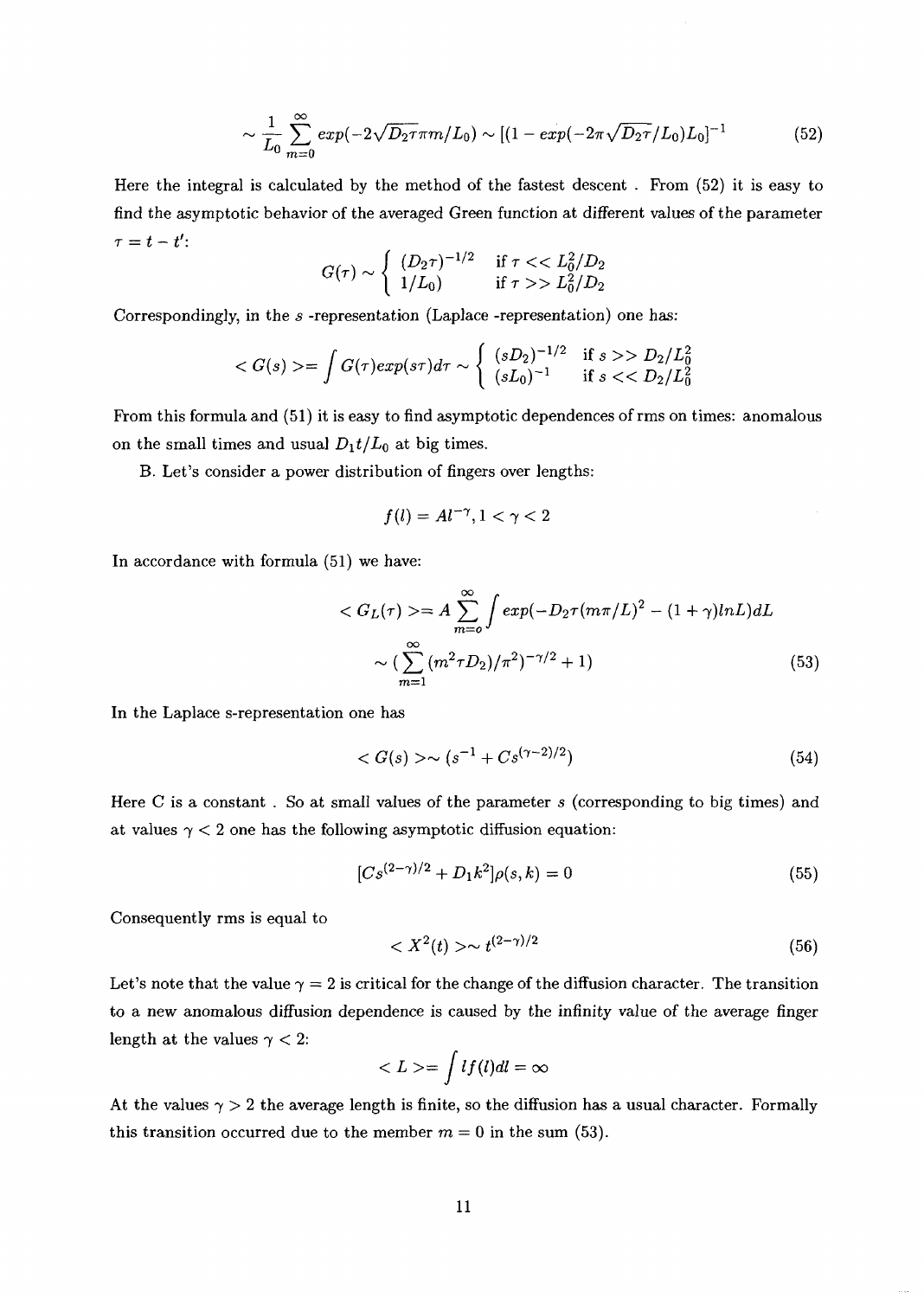$$\sim \frac{1}{L_0} \sum_{m=0}^{\infty} exp(-2\sqrt{D_2 \tau} \pi m / L_0) \sim [(1 - exp(-2\pi \sqrt{D_2 \tau}/L_0) L_0]^{-1} \tag{52}$$

Here the integral is calculated by the method of the fastest descent . From (52) it is easy to find the asymptotic behavior of the averaged Green function at different values of the parameter $\tau = t - t'$:

$$G(\tau) \sim \begin{cases} (D_2\tau)^{-1/2} & \text{if } \tau << L_0^2/D_2 \\ 1/L_0) & \text{if } \tau >> L_0^2/D_2 \end{cases}$$

Correspondingly, in the $s$ -representation (Laplace -representation) one has:

$$< G(s) > = \int G(\tau) exp(s\tau) d\tau \sim \begin{cases} (sD_2)^{-1/2} & \text{if } s >> D_2/L_0^2 \\ (sL_0)^{-1} & \text{if } s << D_2/L_0^2 \end{cases}$$

From this formula and (51) it is easy to find asymptotic dependences of rms on times: anomalous on the small times and usual $D_1 t/L_0$ at big times.

B. Let's consider a power distribution of fingers over lengths:

$$f(l) = Al^{-\gamma}, 1 < \gamma < 2$$

In accordance with formula (51) we have:

$$< G_L(\tau) > = A \sum_{m=o}^{\infty} \int exp(-D_2 \tau (m\pi/L)^2 - (1+\gamma) lnL) dL$$

$$\sim (\sum_{m=1}^{\infty} (m^2 \tau D_2)/\pi^2)^{-\gamma/2} + 1) \tag{53}$$

In the Laplace s-representation one has

$$< G(s) > \sim (s^{-1} + Cs^{(\gamma-2)/2}) \tag{54}$$

Here C is a constant . So at small values of the parameter $s$ (corresponding to big times) and at values $\gamma < 2$ one has the following asymptotic diffusion equation:

$$[Cs^{(2-\gamma)/2} + D_1 k^2] \rho(s,k) = 0 \tag{55}$$

Consequently rms is equal to

$$< X^2(t) > \sim t^{(2-\gamma)/2} \tag{56}$$

Let's note that the value $\gamma = 2$ is critical for the change of the diffusion character. The transition to a new anomalous diffusion dependence is caused by the infinity value of the average finger length at the values $\gamma < 2$:

$$< L > = \int l f(l) dl = \infty$$

At the values $\gamma > 2$ the average length is finite, so the diffusion has a usual character. Formally this transition occurred due to the member $m = 0$ in the sum (53).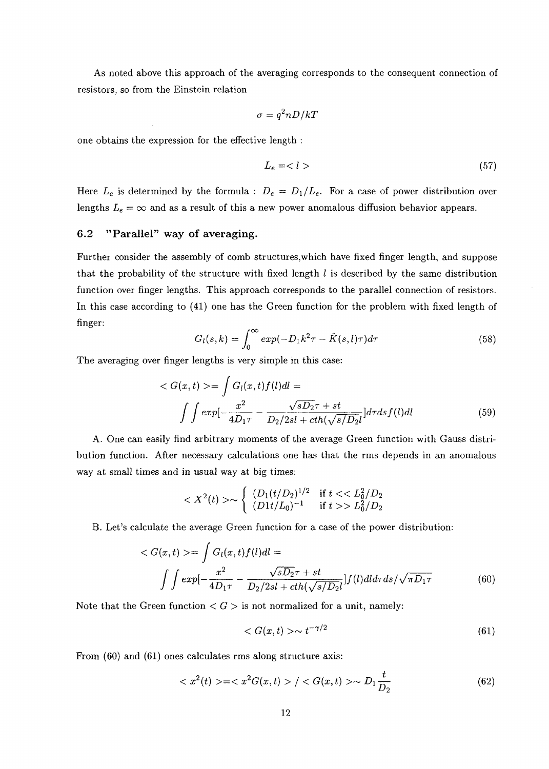As noted above this approach of the averaging corresponds to the consequent connection of resistors, so from the Einstein relation

$$\sigma = q^2 nD/kT$$

one obtains the expression for the effective length :

$$L_e = <l> \tag{57}$$

Here $L_e$ is determined by the formula : $D_e = D_1/L_e$. For a case of power distribution over lengths $L_e = \infty$ and as a result of this a new power anomalous diffusion behavior appears.

### 6.2 "Parallel" way of averaging.

Further consider the assembly of comb structures,which have fixed finger length, and suppose that the probability of the structure with fixed length $l$ is described by the same distribution function over finger lengths. This approach corresponds to the parallel connection of resistors. In this case according to (41) one has the Green function for the problem with fixed length of finger:

$$G_l(s,k) = \int_0^\infty exp(-D_1 k^2 \tau - \hat{K}(s,l)\tau) d\tau \tag{58}$$

The averaging over finger lengths is very simple in this case:

$$< G(x,t) >= \int G_l(x,t) f(l) dl =$$
$$\int\int exp[-\frac{x^2}{4D_1\tau} - \frac{\sqrt{sD_2}\tau + st}{D_2/2sl + cth(\sqrt{s/D_2}l}] d\tau ds f(l) dl \tag{59}$$

A. One can easily find arbitrary moments of the average Green function with Gauss distribution function. After necessary calculations one has that the rms depends in an anomalous way at small times and in usual way at big times:

$$< X^2(t) > \sim \begin{cases} (D_1(t/D_2)^{1/2} & \text{if } t << L_0^2/D_2 \\ (D1t/L_0)^{-1} & \text{if } t >> L_0^2/D_2 \end{cases}$$

B. Let's calculate the average Green function for a case of the power distribution:

$$< G(x,t) >= \int G_l(x,t) f(l) dl =$$
$$\int\int exp[-\frac{x^2}{4D_1\tau} - \frac{\sqrt{sD_2}\tau + st}{D_2/2sl + cth(\sqrt{s/D_2}l}] f(l) dl d\tau ds / \sqrt{\pi D_1 \tau} \tag{60}$$

Note that the Green function $< G >$ is not normalized for a unit, namely:

$$< G(x,t) > \sim t^{-\gamma/2} \tag{61}$$

From (60) and (61) ones calculates rms along structure axis:

$$< x^2(t) >=< x^2 G(x,t) > / < G(x,t) > \sim D_1 \frac{t}{D_2} \tag{62}$$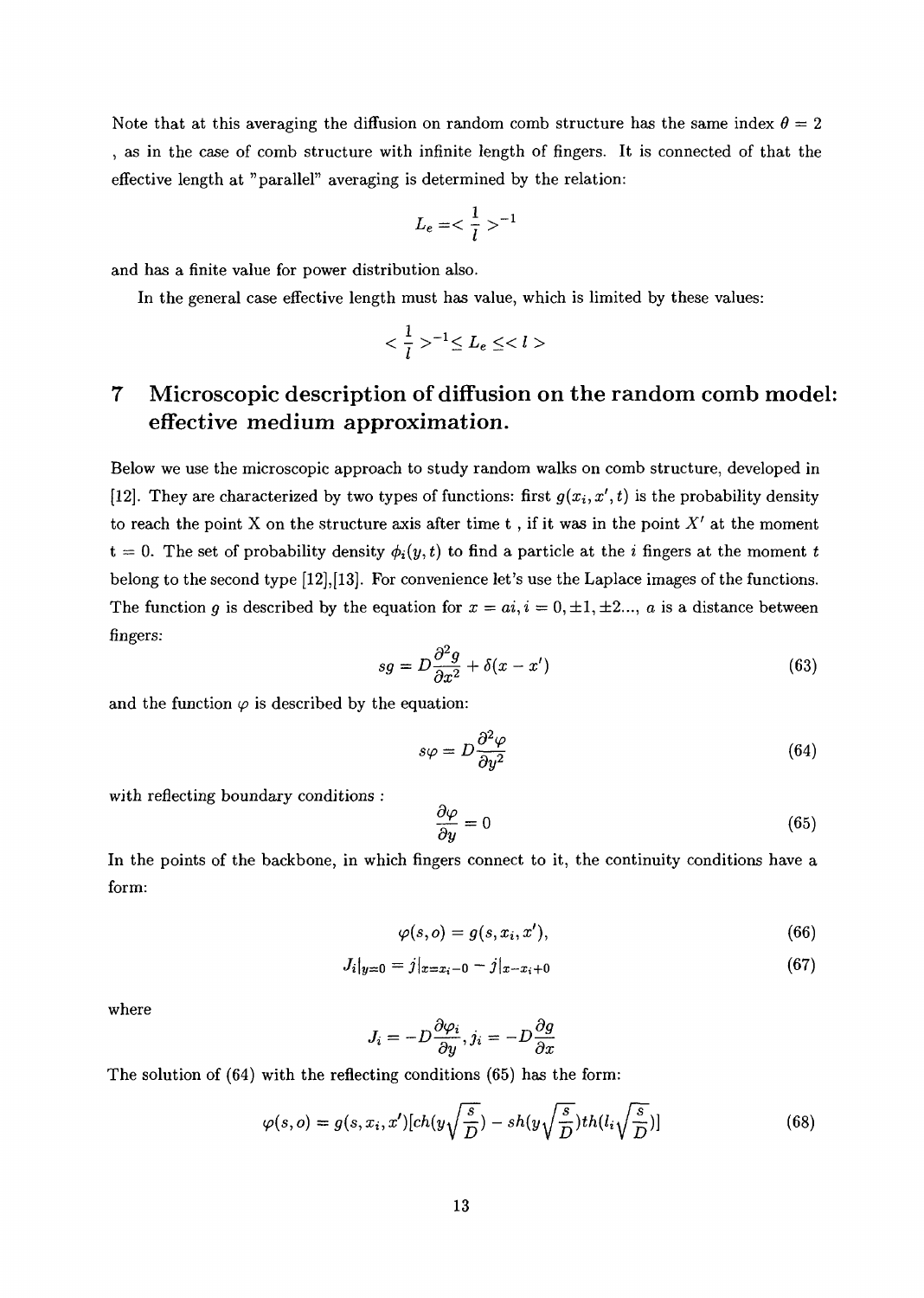Note that at this averaging the diffusion on random comb structure has the same index $\theta = 2$ , as in the case of comb structure with infinite length of fingers. It is connected of that the effective length at "parallel" averaging is determined by the relation:

$$L_e = < \frac{1}{l} >^{-1}$$

and has a finite value for power distribution also.

In the general case effective length must has value, which is limited by these values:

$$< \frac{1}{l} >^{-1} \leq L_e \leq < l >$$

# 7 Microscopic description of diffusion on the random comb model: effective medium approximation.

Below we use the microscopic approach to study random walks on comb structure, developed in [12]. They are characterized by two types of functions: first $g(x_i, x', t)$ is the probability density to reach the point X on the structure axis after time t , if it was in the point $X'$ at the moment t = 0. The set of probability density $\phi_i(y, t)$ to find a particle at the $i$ fingers at the moment $t$ belong to the second type [12],[13]. For convenience let's use the Laplace images of the functions. The function $g$ is described by the equation for $x = ai, i = 0, \pm 1, \pm 2...$, $a$ is a distance between fingers:

$$sg = D\frac{\partial^2 g}{\partial x^2} + \delta(x - x') \tag{63}$$

and the function $\varphi$ is described by the equation:

$$s\varphi = D\frac{\partial^2 \varphi}{\partial y^2} \tag{64}$$

with reflecting boundary conditions :

$$\frac{\partial \varphi}{\partial y} = 0 \tag{65}$$

In the points of the backbone, in which fingers connect to it, the continuity conditions have a form:

$$\varphi(s, o) = g(s, x_i, x'), \tag{66}$$

$$J_i|_{y=0} = j|_{x=x_i-0} - j|_{x-x_i+0} \tag{67}$$

where

$$J_i = -D\frac{\partial \varphi_i}{\partial y}, j_i = -D\frac{\partial g}{\partial x}$$

The solution of (64) with the reflecting conditions (65) has the form:

$$\varphi(s, o) = g(s, x_i, x')[ch(y\sqrt{\frac{s}{D}}) - sh(y\sqrt{\frac{s}{D}})th(l_i\sqrt{\frac{s}{D}})] \tag{68}$$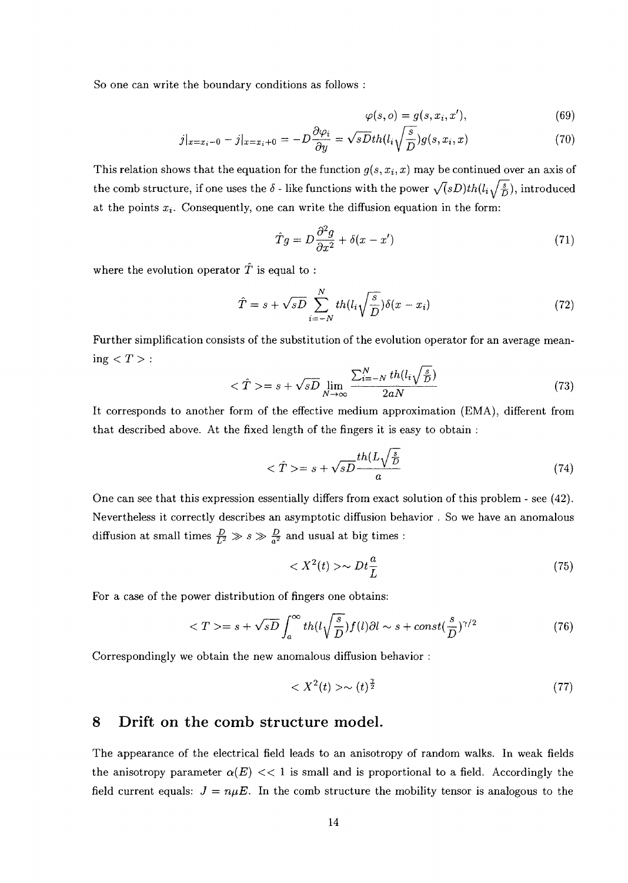So one can write the boundary conditions as follows :

$$\varphi(s,o) = g(s,x_i,x'), \tag{69}$$

$$j|_{x=x_i-0} - j|_{x=x_i+0} = -D\frac{\partial \varphi_i}{\partial y} = \sqrt{sD}th(l_i\sqrt{\frac{s}{D}})g(s,x_i,x) \tag{70}$$

This relation shows that the equation for the function $g(s,x_i,x)$ may be continued over an axis of the comb structure, if one uses the $\delta$ - like functions with the power $\sqrt{(sD)}th(l_i\sqrt{\frac{s}{D}})$, introduced at the points $x_i$. Consequently, one can write the diffusion equation in the form:

$$\hat{T}g = D\frac{\partial^2 g}{\partial x^2} + \delta(x - x') \tag{71}$$

where the evolution operator $\hat{T}$ is equal to :

$$\hat{T} = s + \sqrt{sD}\sum_{i=-N}^{N} th(l_i\sqrt{\frac{s}{D}})\delta(x - x_i) \tag{72}$$

Further simplification consists of the substitution of the evolution operator for an average meaning $< T >$ :

$$< \hat{T} >= s + \sqrt{sD}\lim_{N\to\infty}\frac{\sum_{i=-N}^{N} th(l_i\sqrt{\frac{s}{D}})}{2aN} \tag{73}$$

It corresponds to another form of the effective medium approximation (EMA), different from that described above. At the fixed length of the fingers it is easy to obtain :

$$< \hat{T} >= s + \sqrt{sD}\frac{th(L\sqrt{\frac{s}{D}}}{a} \tag{74}$$

One can see that this expression essentially differs from exact solution of this problem - see (42). Nevertheless it correctly describes an asymptotic diffusion behavior . So we have an anomalous diffusion at small times $\frac{D}{L^2} \gg s \gg \frac{D}{a^2}$ and usual at big times :

$$< X^2(t) > \sim Dt\frac{a}{L} \tag{75}$$

For a case of the power distribution of fingers one obtains:

$$< T >= s + \sqrt{sD}\int_a^{\infty} th(l\sqrt{\frac{s}{D}})f(l)\partial l \sim s + const(\frac{s}{D})^{\gamma/2} \tag{76}$$

Correspondingly we obtain the new anomalous diffusion behavior :

$$< X^2(t) > \sim (t)^{\frac{\gamma}{2}} \tag{77}$$

## 8 Drift on the comb structure model.

The appearance of the electrical field leads to an anisotropy of random walks. In weak fields the anisotropy parameter $\alpha(E) << 1$ is small and is proportional to a field. Accordingly the field current equals: $J = n\mu E$. In the comb structure the mobility tensor is analogous to the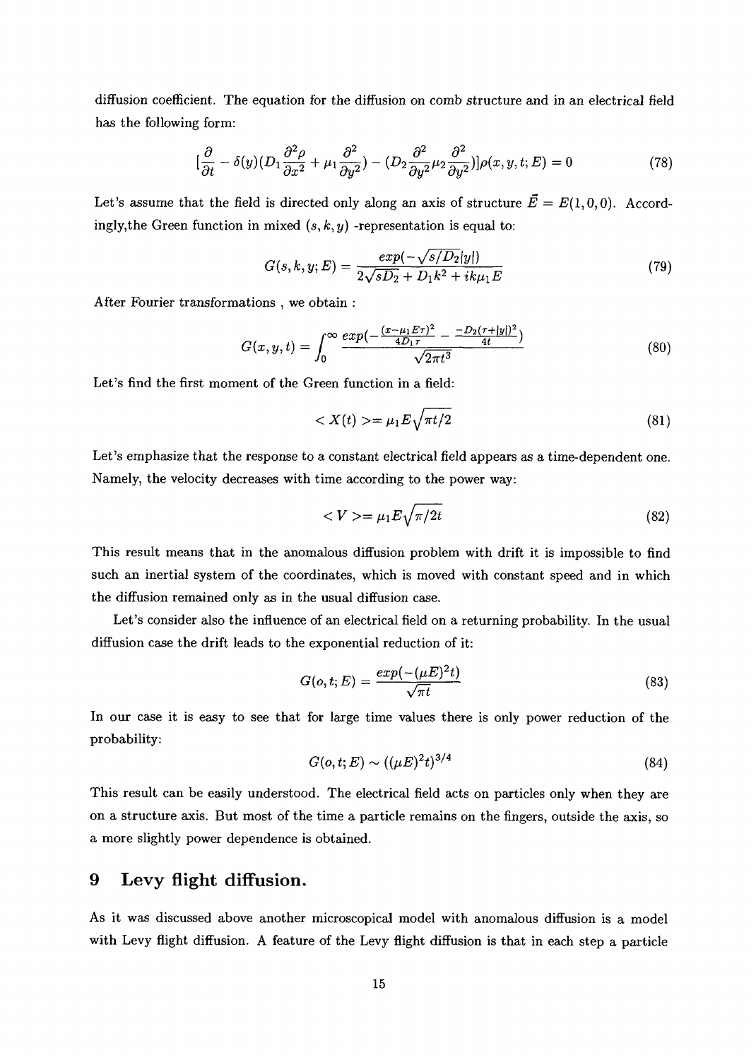diffusion coefficient. The equation for the diffusion on comb structure and in an electrical field has the following form:

$$[\frac{\partial}{\partial t} - \delta(y)(D_1\frac{\partial^2 \rho}{\partial x^2} + \mu_1\frac{\partial^2}{\partial y^2}) - (D_2\frac{\partial^2}{\partial y^2}\mu_2\frac{\partial^2}{\partial y^2})]\rho(x,y,t;E) = 0 \tag{78}$$

Let's assume that the field is directed only along an axis of structure $\vec{E} = E(1,0,0)$. Accordingly,the Green function in mixed $(s,k,y)$ -representation is equal to:

$$G(s,k,y;E) = \frac{exp(-\sqrt{s/D_2}|y|)}{2\sqrt{sD_2} + D_1k^2 + ik\mu_1 E} \tag{79}$$

After Fourier transformations , we obtain :

$$G(x,y,t) = \int_0^\infty \frac{exp(-\frac{(x-\mu_1 E\tau)^2}{4D_1\tau} - \frac{-D_2(\tau+|y|)^2}{4t})}{\sqrt{2\pi t^3}} \tag{80}$$

Let's find the first moment of the Green function in a field:

$$<X(t)> = \mu_1 E\sqrt{\pi t/2} \tag{81}$$

Let's emphasize that the response to a constant electrical field appears as a time-dependent one. Namely, the velocity decreases with time according to the power way:

$$<V> = \mu_1 E\sqrt{\pi/2t} \tag{82}$$

This result means that in the anomalous diffusion problem with drift it is impossible to find such an inertial system of the coordinates, which is moved with constant speed and in which the diffusion remained only as in the usual diffusion case.

Let's consider also the influence of an electrical field on a returning probability. In the usual diffusion case the drift leads to the exponential reduction of it:

$$G(o,t;E) = \frac{exp(-(\mu E)^2 t)}{\sqrt{\pi t}} \tag{83}$$

In our case it is easy to see that for large time values there is only power reduction of the probability:

$$G(o,t;E) \sim ((\mu E)^2 t)^{3/4} \tag{84}$$

This result can be easily understood. The electrical field acts on particles only when they are on a structure axis. But most of the time a particle remains on the fingers, outside the axis, so a more slightly power dependence is obtained.

# 9 Levy flight diffusion.

As it was discussed above another microscopical model with anomalous diffusion is a model with Levy flight diffusion. A feature of the Levy flight diffusion is that in each step a particle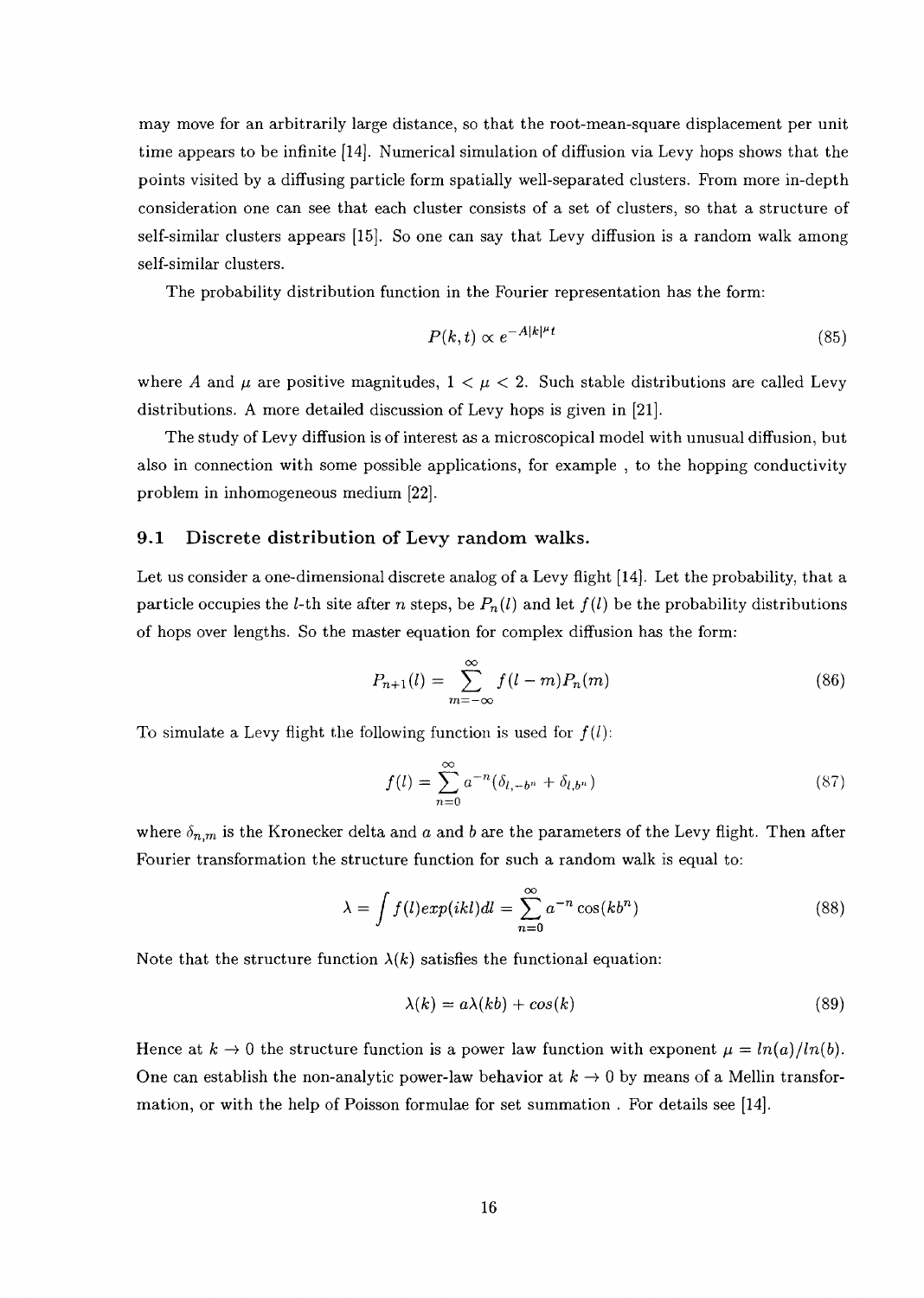may move for an arbitrarily large distance, so that the root-mean-square displacement per unit time appears to be infinite [14]. Numerical simulation of diffusion via Levy hops shows that the points visited by a diffusing particle form spatially well-separated clusters. From more in-depth consideration one can see that each cluster consists of a set of clusters, so that a structure of self-similar clusters appears [15]. So one can say that Levy diffusion is a random walk among self-similar clusters.

The probability distribution function in the Fourier representation has the form:

$$P(k,t) \propto e^{-A|k|^{\mu}t} \tag{85}$$

where $A$ and $\mu$ are positive magnitudes, $1 < \mu < 2$. Such stable distributions are called Levy distributions. A more detailed discussion of Levy hops is given in [21].

The study of Levy diffusion is of interest as a microscopical model with unusual diffusion, but also in connection with some possible applications, for example , to the hopping conductivity problem in inhomogeneous medium [22].

### 9.1 Discrete distribution of Levy random walks.

Let us consider a one-dimensional discrete analog of a Levy flight [14]. Let the probability, that a particle occupies the $l$-th site after $n$ steps, be $P_n(l)$ and let $f(l)$ be the probability distributions of hops over lengths. So the master equation for complex diffusion has the form:

$$P_{n+1}(l) = \sum_{m=-\infty}^{\infty} f(l-m)P_n(m) \tag{86}$$

To simulate a Levy flight the following function is used for $f(l)$:

$$f(l) = \sum_{n=0}^{\infty} a^{-n}(\delta_{l,-b^n} + \delta_{l,b^n}) \tag{87}$$

where $\delta_{n,m}$ is the Kronecker delta and $a$ and $b$ are the parameters of the Levy flight. Then after Fourier transformation the structure function for such a random walk is equal to:

$$\lambda = \int f(l)exp(ikl)dl = \sum_{n=0}^{\infty} a^{-n}\cos(kb^n) \tag{88}$$

Note that the structure function $\lambda(k)$ satisfies the functional equation:

$$\lambda(k) = a\lambda(kb) + cos(k) \tag{89}$$

Hence at $k \to 0$ the structure function is a power law function with exponent $\mu = ln(a)/ln(b)$. One can establish the non-analytic power-law behavior at $k \to 0$ by means of a Mellin transformation, or with the help of Poisson formulae for set summation . For details see [14].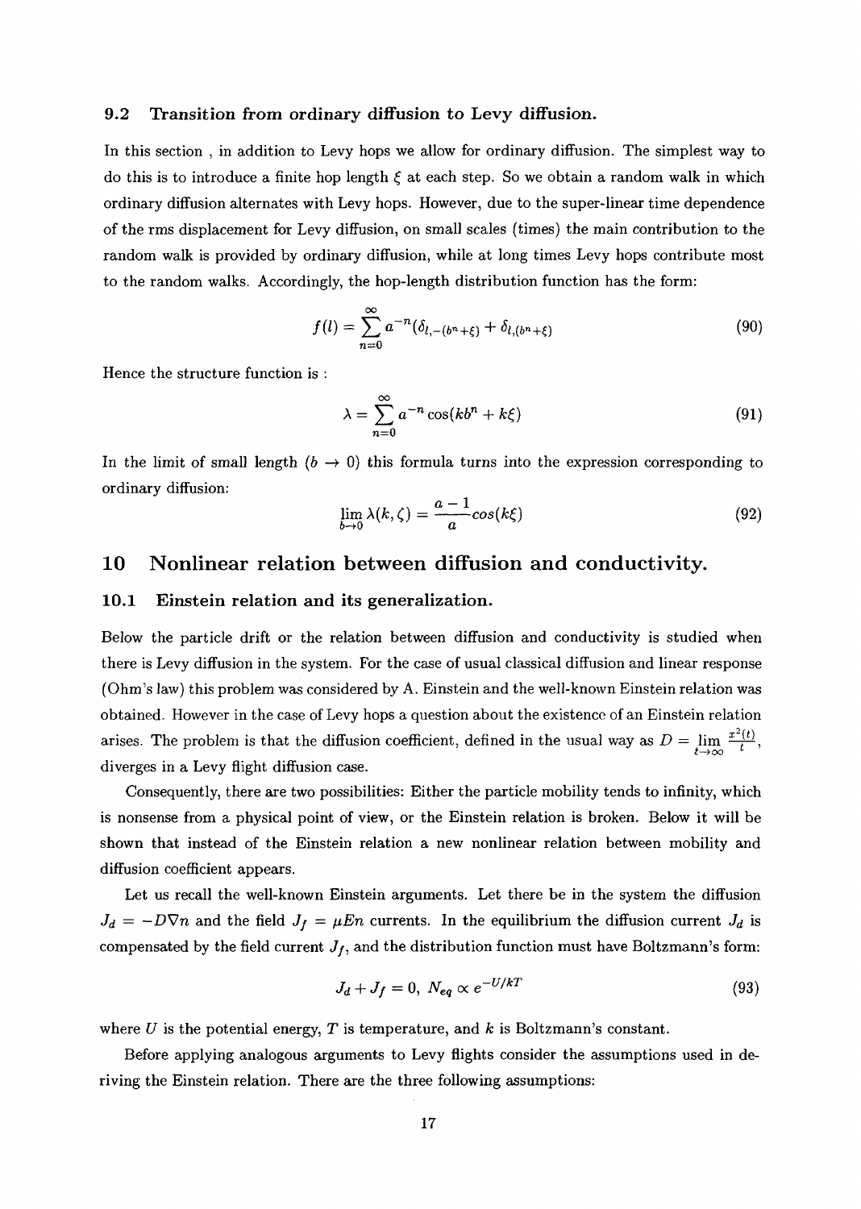### 9.2 Transition from ordinary diffusion to Levy diffusion.

In this section , in addition to Levy hops we allow for ordinary diffusion. The simplest way to do this is to introduce a finite hop length $\xi$ at each step. So we obtain a random walk in which ordinary diffusion alternates with Levy hops. However, due to the super-linear time dependence of the rms displacement for Levy diffusion, on small scales (times) the main contribution to the random walk is provided by ordinary diffusion, while at long times Levy hops contribute most to the random walks. Accordingly, the hop-length distribution function has the form:

$$f(l) = \sum_{n=0}^{\infty} a^{-n}(\delta_{l,-(b^n+\xi)} + \delta_{l,(b^n+\xi)}) \tag{90}$$

Hence the structure function is :

$$\lambda = \sum_{n=0}^{\infty} a^{-n} \cos(kb^n + k\xi) \tag{91}$$

In the limit of small length ($b \to 0$) this formula turns into the expression corresponding to ordinary diffusion:

$$\lim_{b\to 0} \lambda(k, \zeta) = \frac{a-1}{a} cos(k\xi) \tag{92}$$

## 10 Nonlinear relation between diffusion and conductivity.

### 10.1 Einstein relation and its generalization.

Below the particle drift or the relation between diffusion and conductivity is studied when there is Levy diffusion in the system. For the case of usual classical diffusion and linear response (Ohm's law) this problem was considered by A. Einstein and the well-known Einstein relation was obtained. However in the case of Levy hops a question about the existence of an Einstein relation arises. The problem is that the diffusion coefficient, defined in the usual way as $D = \lim_{t\to\infty} \frac{x^2(t)}{t}$, diverges in a Levy flight diffusion case.

Consequently, there are two possibilities: Either the particle mobility tends to infinity, which is nonsense from a physical point of view, or the Einstein relation is broken. Below it will be shown that instead of the Einstein relation a new nonlinear relation between mobility and diffusion coefficient appears.

Let us recall the well-known Einstein arguments. Let there be in the system the diffusion $J_d = -D\nabla n$ and the field $J_f = \mu E n$ currents. In the equilibrium the diffusion current $J_d$ is compensated by the field current $J_f$, and the distribution function must have Boltzmann's form:

$$J_d + J_f = 0, \; N_{eq} \propto e^{-U/kT} \tag{93}$$

where $U$ is the potential energy, $T$ is temperature, and $k$ is Boltzmann's constant.

Before applying analogous arguments to Levy flights consider the assumptions used in deriving the Einstein relation. There are the three following assumptions: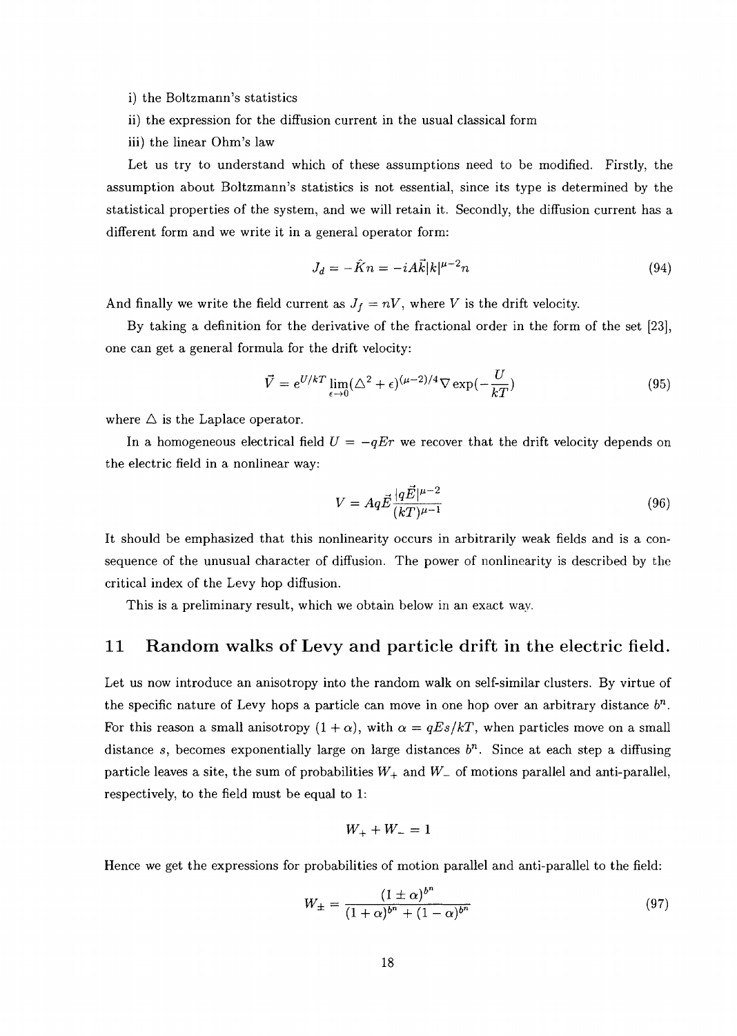i) the Boltzmann's statistics

ii) the expression for the diffusion current in the usual classical form

iii) the linear Ohm's law

Let us try to understand which of these assumptions need to be modified. Firstly, the assumption about Boltzmann's statistics is not essential, since its type is determined by the statistical properties of the system, and we will retain it. Secondly, the diffusion current has a different form and we write it in a general operator form:

$$J_d = -\hat{K}n = -iA\vec{k}|k|^{\mu-2}n \tag{94}$$

And finally we write the field current as $J_f = nV$, where $V$ is the drift velocity.

By taking a definition for the derivative of the fractional order in the form of the set [23], one can get a general formula for the drift velocity:

$$\vec{V} = e^{U/kT} \lim_{\epsilon \to 0} (\triangle^2 + \epsilon)^{(\mu-2)/4} \nabla \exp(-\frac{U}{kT}) \tag{95}$$

where $\triangle$ is the Laplace operator.

In a homogeneous electrical field $U = -qEr$ we recover that the drift velocity depends on the electric field in a nonlinear way:

$$V = Aq\vec{E}\frac{|q\vec{E}|^{\mu-2}}{(kT)^{\mu-1}} \tag{96}$$

It should be emphasized that this nonlinearity occurs in arbitrarily weak fields and is a consequence of the unusual character of diffusion. The power of nonlinearity is described by the critical index of the Levy hop diffusion.

This is a preliminary result, which we obtain below in an exact way.

## 11 Random walks of Levy and particle drift in the electric field.

Let us now introduce an anisotropy into the random walk on self-similar clusters. By virtue of the specific nature of Levy hops a particle can move in one hop over an arbitrary distance $b^n$. For this reason a small anisotropy $(1+\alpha)$, with $\alpha = qEs/kT$, when particles move on a small distance $s$, becomes exponentially large on large distances $b^n$. Since at each step a diffusing particle leaves a site, the sum of probabilities $W_+$ and $W_-$ of motions parallel and anti-parallel, respectively, to the field must be equal to 1:

$$W_+ + W_- = 1$$

Hence we get the expressions for probabilities of motion parallel and anti-parallel to the field:

$$W_\pm = \frac{(1 \pm \alpha)^{b^n}}{(1+\alpha)^{b^n} + (1-\alpha)^{b^n}} \tag{97}$$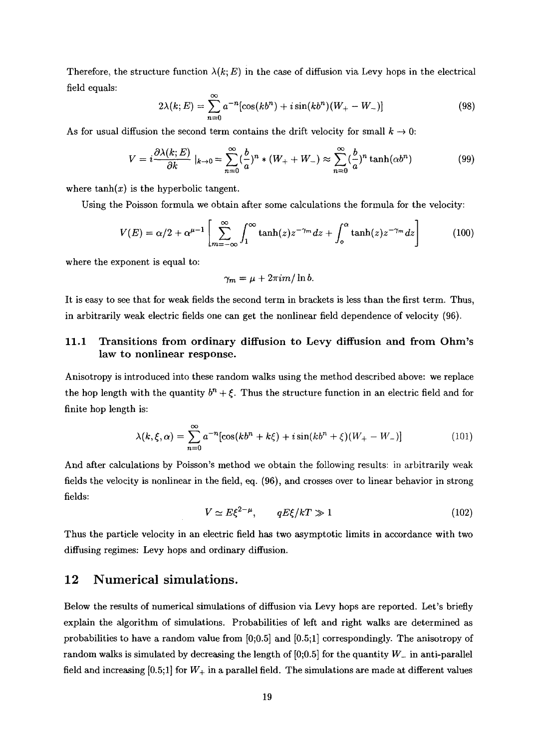Therefore, the structure function $\lambda(k;E)$ in the case of diffusion via Levy hops in the electrical field equals:

$$2\lambda(k;E) = \sum_{n=0}^{\infty} a^{-n}[\cos(kb^n) + i\sin(kb^n)(W_+ - W_-)] \tag{98}$$

As for usual diffusion the second term contains the drift velocity for small $k \to 0$:

$$V = i\frac{\partial\lambda(k;E)}{\partial k}\mid_{k\to 0} = \sum_{n=0}^{\infty}(\frac{b}{a})^n * (W_+ + W_-) \approx \sum_{n=0}^{\infty}(\frac{b}{a})^n \tanh(\alpha b^n) \tag{99}$$

where $\tanh(x)$ is the hyperbolic tangent.

Using the Poisson formula we obtain after some calculations the formula for the velocity:

$$V(E) = \alpha/2 + \alpha^{\mu-1}\left[\sum_{m=-\infty}^{\infty}\int_1^{\infty}\tanh(z)z^{-\gamma_m}dz + \int_o^{\alpha}\tanh(z)z^{-\gamma_m}dz\right] \tag{100}$$

where the exponent is equal to:

$$\gamma_m = \mu + 2\pi i m/\ln b.$$

It is easy to see that for weak fields the second term in brackets is less than the first term. Thus, in arbitrarily weak electric fields one can get the nonlinear field dependence of velocity (96).

### 11.1 Transitions from ordinary diffusion to Levy diffusion and from Ohm's law to nonlinear response.

Anisotropy is introduced into these random walks using the method described above: we replace the hop length with the quantity $b^n + \xi$. Thus the structure function in an electric field and for finite hop length is:

$$\lambda(k,\xi,\alpha) = \sum_{n=0}^{\infty} a^{-n}[\cos(kb^n + k\xi) + i\sin(kb^n + \xi)(W_+ - W_-)] \tag{101}$$

And after calculations by Poisson's method we obtain the following results: in arbitrarily weak fields the velocity is nonlinear in the field, eq. (96), and crosses over to linear behavior in strong fields:

$$V \simeq E\xi^{2-\mu}, \qquad qE\xi/kT \gg 1 \tag{102}$$

Thus the particle velocity in an electric field has two asymptotic limits in accordance with two diffusing regimes: Levy hops and ordinary diffusion.

## 12 Numerical simulations.

Below the results of numerical simulations of diffusion via Levy hops are reported. Let's briefly explain the algorithm of simulations. Probabilities of left and right walks are determined as probabilities to have a random value from [0;0.5] and [0.5;1] correspondingly. The anisotropy of random walks is simulated by decreasing the length of [0;0.5] for the quantity $W_-$ in anti-parallel field and increasing [0.5;1] for $W_+$ in a parallel field. The simulations are made at different values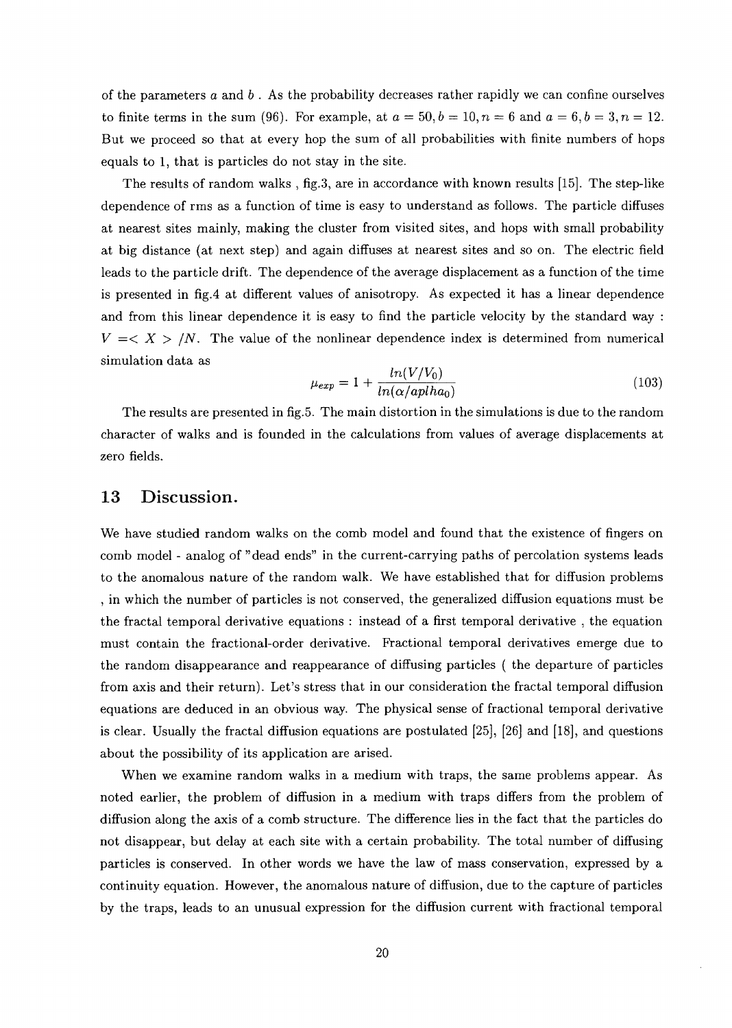of the parameters $a$ and $b$ . As the probability decreases rather rapidly we can confine ourselves to finite terms in the sum (96). For example, at $a = 50, b = 10, n = 6$ and $a = 6, b = 3, n = 12$. But we proceed so that at every hop the sum of all probabilities with finite numbers of hops equals to 1, that is particles do not stay in the site.

The results of random walks , fig.3, are in accordance with known results [15]. The step-like dependence of rms as a function of time is easy to understand as follows. The particle diffuses at nearest sites mainly, making the cluster from visited sites, and hops with small probability at big distance (at next step) and again diffuses at nearest sites and so on. The electric field leads to the particle drift. The dependence of the average displacement as a function of the time is presented in fig.4 at different values of anisotropy. As expected it has a linear dependence and from this linear dependence it is easy to find the particle velocity by the standard way : $V =< X > /N$. The value of the nonlinear dependence index is determined from numerical simulation data as

$$\mu_{exp} = 1 + \frac{ln(V/V_0)}{ln(\alpha/aplha_0)} \tag{103}$$

The results are presented in fig.5. The main distortion in the simulations is due to the random character of walks and is founded in the calculations from values of average displacements at zero fields.

## 13 Discussion.

We have studied random walks on the comb model and found that the existence of fingers on comb model - analog of "dead ends" in the current-carrying paths of percolation systems leads to the anomalous nature of the random walk. We have established that for diffusion problems , in which the number of particles is not conserved, the generalized diffusion equations must be the fractal temporal derivative equations : instead of a first temporal derivative , the equation must contain the fractional-order derivative. Fractional temporal derivatives emerge due to the random disappearance and reappearance of diffusing particles ( the departure of particles from axis and their return). Let's stress that in our consideration the fractal temporal diffusion equations are deduced in an obvious way. The physical sense of fractional temporal derivative is clear. Usually the fractal diffusion equations are postulated [25], [26] and [18], and questions about the possibility of its application are arised.

When we examine random walks in a medium with traps, the same problems appear. As noted earlier, the problem of diffusion in a medium with traps differs from the problem of diffusion along the axis of a comb structure. The difference lies in the fact that the particles do not disappear, but delay at each site with a certain probability. The total number of diffusing particles is conserved. In other words we have the law of mass conservation, expressed by a continuity equation. However, the anomalous nature of diffusion, due to the capture of particles by the traps, leads to an unusual expression for the diffusion current with fractional temporal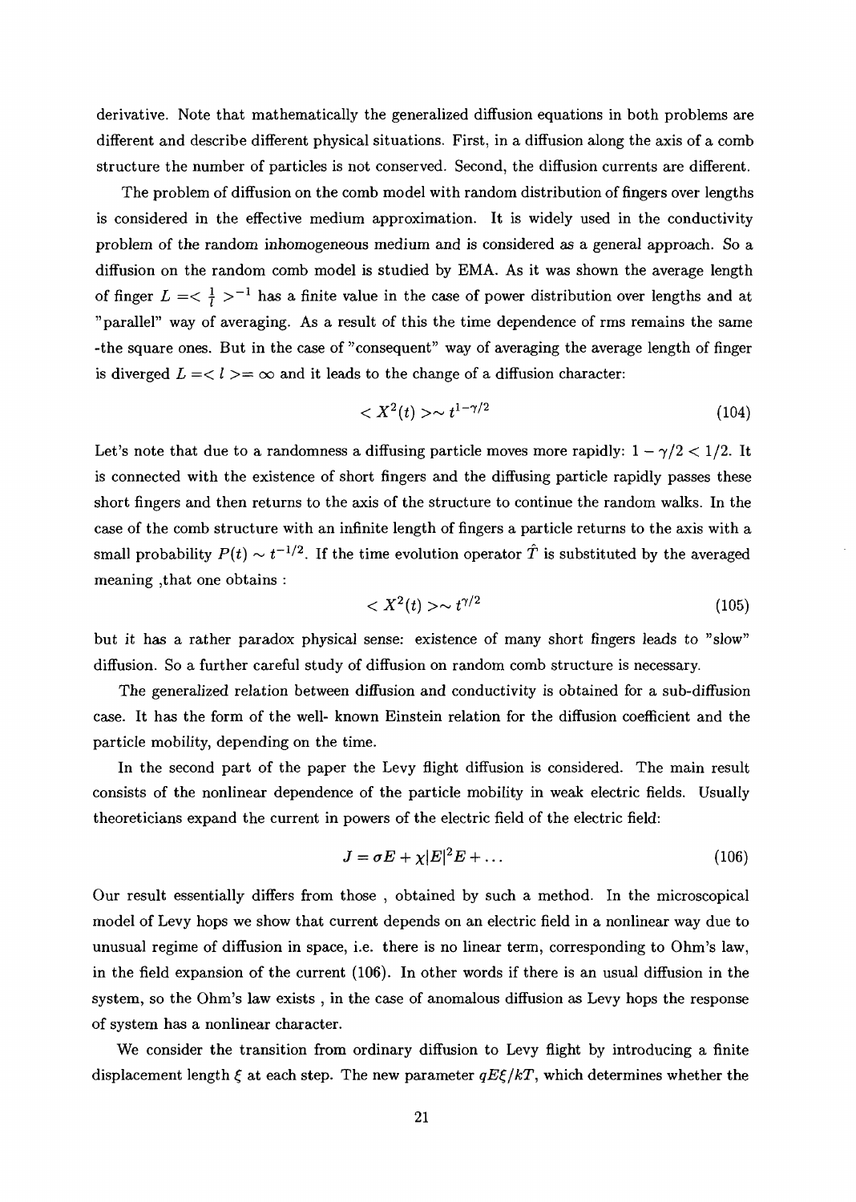derivative. Note that mathematically the generalized diffusion equations in both problems are different and describe different physical situations. First, in a diffusion along the axis of a comb structure the number of particles is not conserved. Second, the diffusion currents are different.

The problem of diffusion on the comb model with random distribution of fingers over lengths is considered in the effective medium approximation. It is widely used in the conductivity problem of the random inhomogeneous medium and is considered as a general approach. So a diffusion on the random comb model is studied by EMA. As it was shown the average length of finger $L = < \frac{1}{l} >^{-1}$ has a finite value in the case of power distribution over lengths and at "parallel" way of averaging. As a result of this the time dependence of rms remains the same -the square ones. But in the case of "consequent" way of averaging the average length of finger is diverged $L = < l > = \infty$ and it leads to the change of a diffusion character:

$$< X^2(t) > \sim t^{1-\gamma/2} \tag{104}$$

Let's note that due to a randomness a diffusing particle moves more rapidly: $1 - \gamma/2 < 1/2$. It is connected with the existence of short fingers and the diffusing particle rapidly passes these short fingers and then returns to the axis of the structure to continue the random walks. In the case of the comb structure with an infinite length of fingers a particle returns to the axis with a small probability $P(t) \sim t^{-1/2}$. If the time evolution operator $\hat{T}$ is substituted by the averaged meaning ,that one obtains :

$$< X^2(t) > \sim t^{\gamma/2} \tag{105}$$

but it has a rather paradox physical sense: existence of many short fingers leads to "slow" diffusion. So a further careful study of diffusion on random comb structure is necessary.

The generalized relation between diffusion and conductivity is obtained for a sub-diffusion case. It has the form of the well- known Einstein relation for the diffusion coefficient and the particle mobility, depending on the time.

In the second part of the paper the Levy flight diffusion is considered. The main result consists of the nonlinear dependence of the particle mobility in weak electric fields. Usually theoreticians expand the current in powers of the electric field of the electric field:

$$J = \sigma E + \chi |E|^2 E + \dots \tag{106}$$

Our result essentially differs from those , obtained by such a method. In the microscopical model of Levy hops we show that current depends on an electric field in a nonlinear way due to unusual regime of diffusion in space, i.e. there is no linear term, corresponding to Ohm's law, in the field expansion of the current (106). In other words if there is an usual diffusion in the system, so the Ohm's law exists , in the case of anomalous diffusion as Levy hops the response of system has a nonlinear character.

We consider the transition from ordinary diffusion to Levy flight by introducing a finite displacement length $\xi$ at each step. The new parameter $qE\xi/kT$, which determines whether the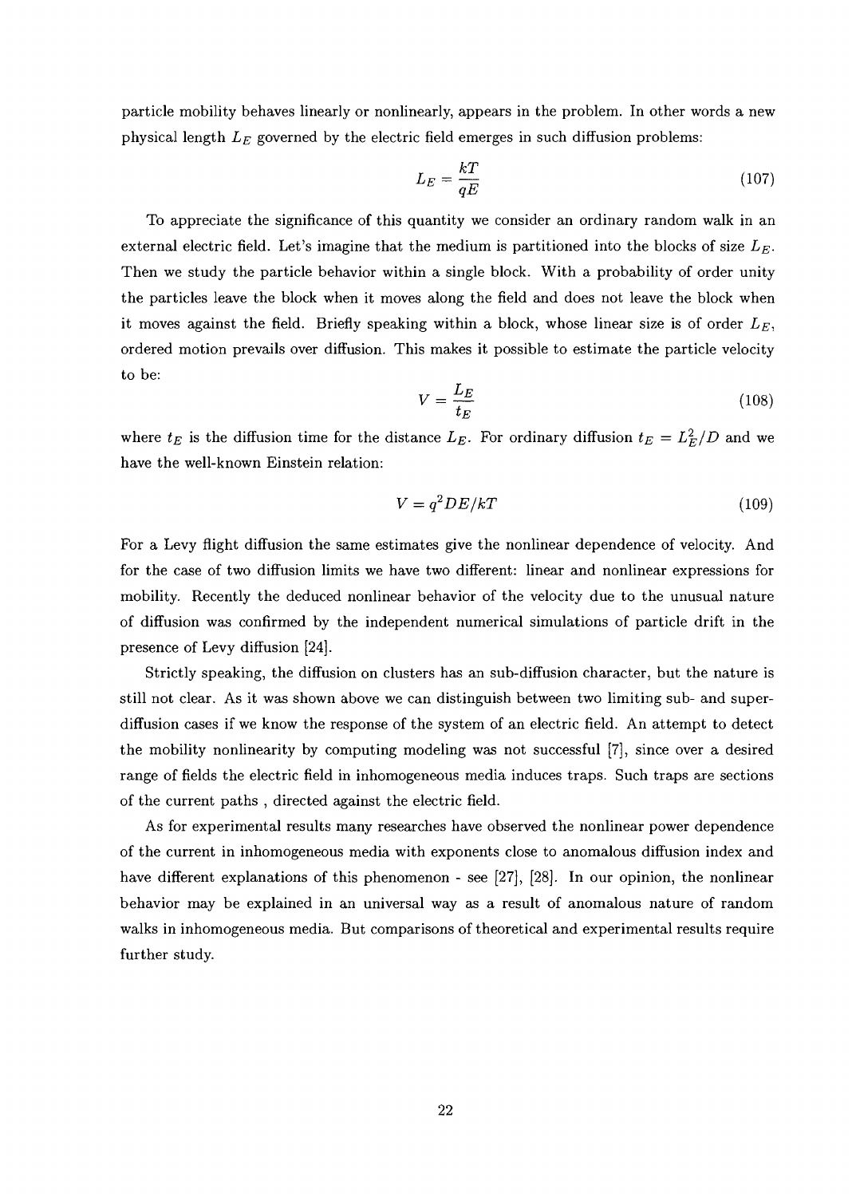particle mobility behaves linearly or nonlinearly, appears in the problem. In other words a new physical length $L_E$ governed by the electric field emerges in such diffusion problems:

$$L_E = \frac{kT}{qE} \tag{107}$$

To appreciate the significance of this quantity we consider an ordinary random walk in an external electric field. Let's imagine that the medium is partitioned into the blocks of size $L_E$. Then we study the particle behavior within a single block. With a probability of order unity the particles leave the block when it moves along the field and does not leave the block when it moves against the field. Briefly speaking within a block, whose linear size is of order $L_E$, ordered motion prevails over diffusion. This makes it possible to estimate the particle velocity to be:

$$V = \frac{L_E}{t_E} \tag{108}$$

where $t_E$ is the diffusion time for the distance $L_E$. For ordinary diffusion $t_E = L_E^2/D$ and we have the well-known Einstein relation:

$$V = q^2 DE/kT \tag{109}$$

For a Levy flight diffusion the same estimates give the nonlinear dependence of velocity. And for the case of two diffusion limits we have two different: linear and nonlinear expressions for mobility. Recently the deduced nonlinear behavior of the velocity due to the unusual nature of diffusion was confirmed by the independent numerical simulations of particle drift in the presence of Levy diffusion [24].

Strictly speaking, the diffusion on clusters has an sub-diffusion character, but the nature is still not clear. As it was shown above we can distinguish between two limiting sub- and super-diffusion cases if we know the response of the system of an electric field. An attempt to detect the mobility nonlinearity by computing modeling was not successful [7], since over a desired range of fields the electric field in inhomogeneous media induces traps. Such traps are sections of the current paths , directed against the electric field.

As for experimental results many researches have observed the nonlinear power dependence of the current in inhomogeneous media with exponents close to anomalous diffusion index and have different explanations of this phenomenon - see [27], [28]. In our opinion, the nonlinear behavior may be explained in an universal way as a result of anomalous nature of random walks in inhomogeneous media. But comparisons of theoretical and experimental results require further study.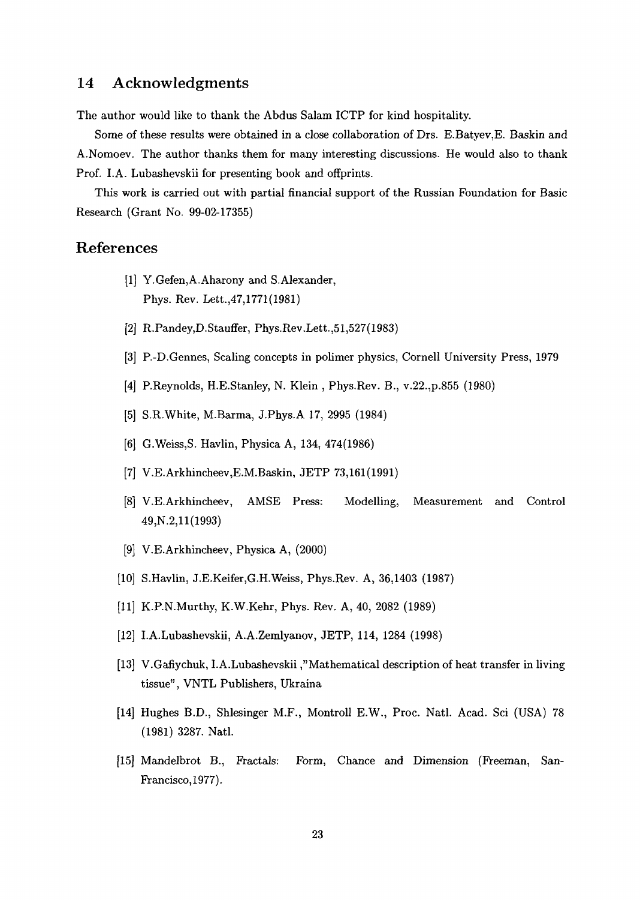## 14 Acknowledgments

The author would like to thank the Abdus Salam ICTP for kind hospitality.

Some of these results were obtained in a close collaboration of Drs. E.Batyev,E. Baskin and A.Nomoev. The author thanks them for many interesting discussions. He would also to thank Prof. I.A. Lubashevskii for presenting book and offprints.

This work is carried out with partial financial support of the Russian Foundation for Basic Research (Grant No. 99-02-17355)

## References

[1] Y.Gefen,A.Aharony and S.Alexander, Phys. Rev. Lett.,47,1771(1981)

[2] R.Pandey,D.Stauffer, Phys.Rev.Lett.,51,527(1983)

[3] P.-D.Gennes, Scaling concepts in polimer physics, Cornell University Press, 1979

[4] P.Reynolds, H.E.Stanley, N. Klein , Phys.Rev. B., v.22.,p.855 (1980)

[5] S.R.White, M.Barma, J.Phys.A 17, 2995 (1984)

[6] G.Weiss,S. Havlin, Physica A, 134, 474(1986)

[7] V.E.Arkhincheev,E.M.Baskin, JETP 73,161(1991)

[8] V.E.Arkhincheev, AMSE Press: Modelling, Measurement and Control 49,N.2,11(1993)

[9] V.E.Arkhincheev, Physica A, (2000)

[10] S.Havlin, J.E.Keifer,G.H.Weiss, Phys.Rev. A, 36,1403 (1987)

[11] K.P.N.Murthy, K.W.Kehr, Phys. Rev. A, 40, 2082 (1989)

[12] I.A.Lubashevskii, A.A.Zemlyanov, JETP, 114, 1284 (1998)

[13] V.Gafiychuk, I.A.Lubashevskii ,"Mathematical description of heat transfer in living tissue", VNTL Publishers, Ukraina

[14] Hughes B.D., Shlesinger M.F., Montroll E.W., Proc. Natl. Acad. Sci (USA) 78 (1981) 3287. Natl.

[15] Mandelbrot B., Fractals: Form, Chance and Dimension (Freeman, San-Francisco,1977).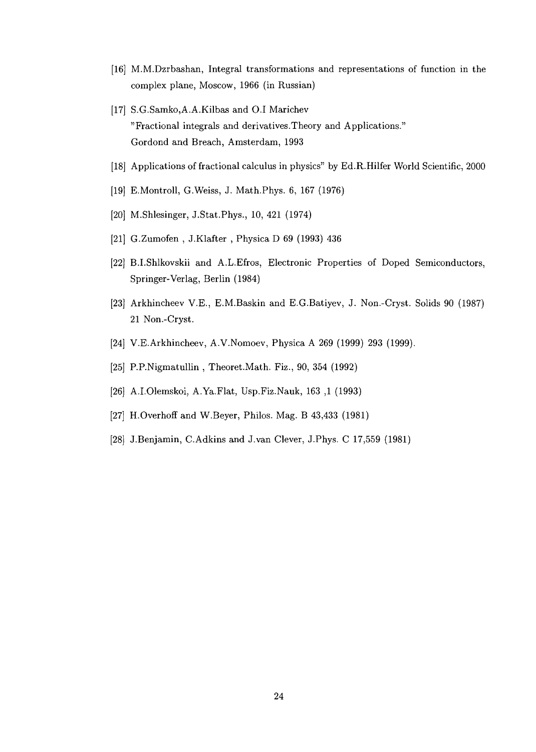[16] M.M.Dzrbashan, Integral transformations and representations of function in the complex plane, Moscow, 1966 (in Russian)

[17] S.G.Samko,A.A.Kilbas and O.I Marichev "Fractional integrals and derivatives.Theory and Applications." Gordond and Breach, Amsterdam, 1993

[18] Applications of fractional calculus in physics" by Ed.R.Hilfer World Scientific, 2000

[19] E.Montroll, G.Weiss, J. Math.Phys. 6, 167 (1976)

[20] M.Shlesinger, J.Stat.Phys., 10, 421 (1974)

[21] G.Zumofen , J.Klafter , Physica D 69 (1993) 436

[22] B.I.Shlkovskii and A.L.Efros, Electronic Properties of Doped Semiconductors, Springer-Verlag, Berlin (1984)

[23] Arkhincheev V.E., E.M.Baskin and E.G.Batiyev, J. Non.-Cryst. Solids 90 (1987) 21 Non.-Cryst.

[24] V.E.Arkhincheev, A.V.Nomoev, Physica A 269 (1999) 293 (1999).

[25] P.P.Nigmatullin , Theoret.Math. Fiz., 90, 354 (1992)

[26] A.I.Olemskoi, A.Ya.Flat, Usp.Fiz.Nauk, 163 ,1 (1993)

[27] H.Overhoff and W.Beyer, Philos. Mag. B 43,433 (1981)

[28] J.Benjamin, C.Adkins and J.van Clever, J.Phys. C 17,559 (1981)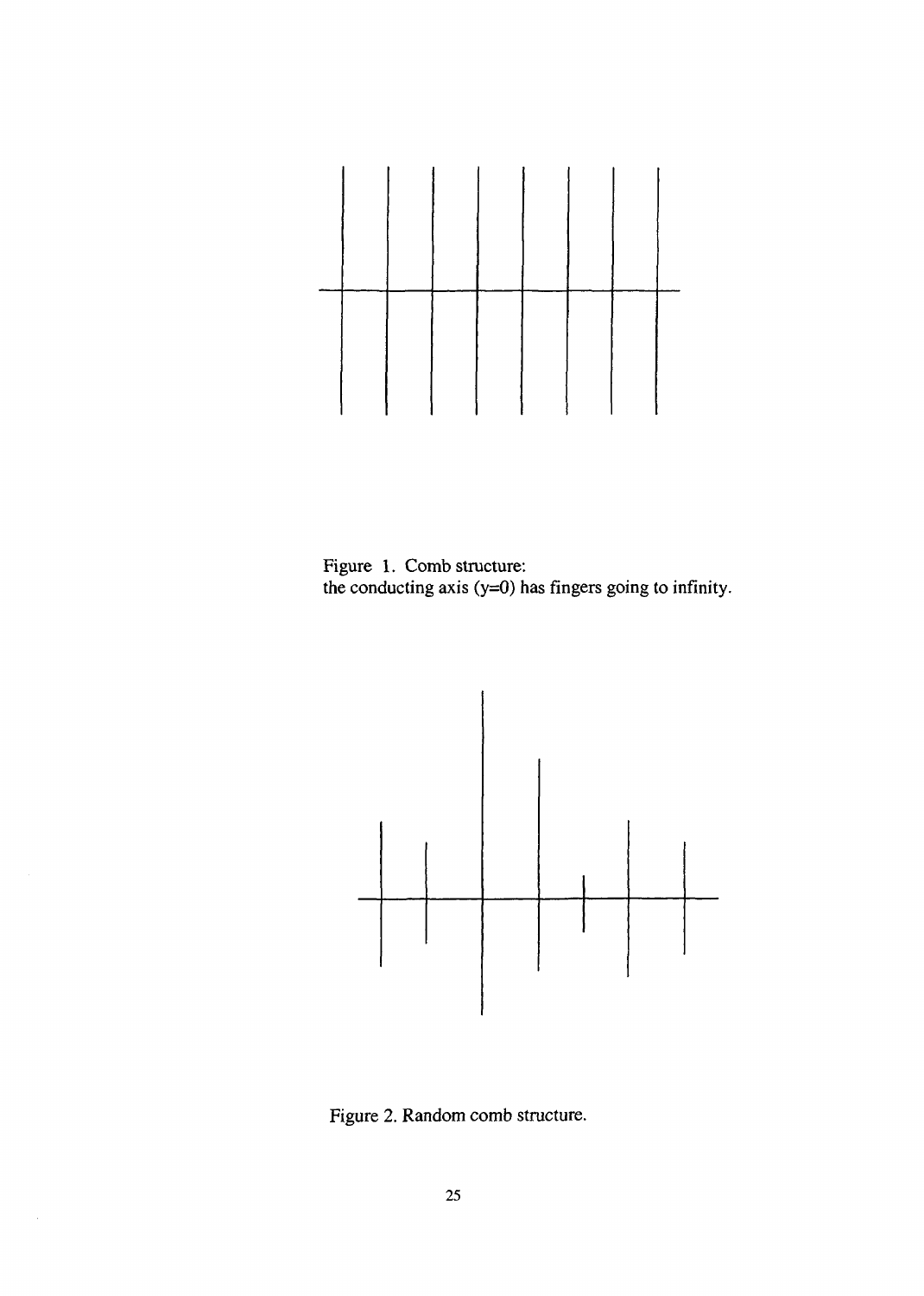Figure 1. Comb structure:
the conducting axis (y=0) has fingers going to infinity.

Figure 2. Random comb structure.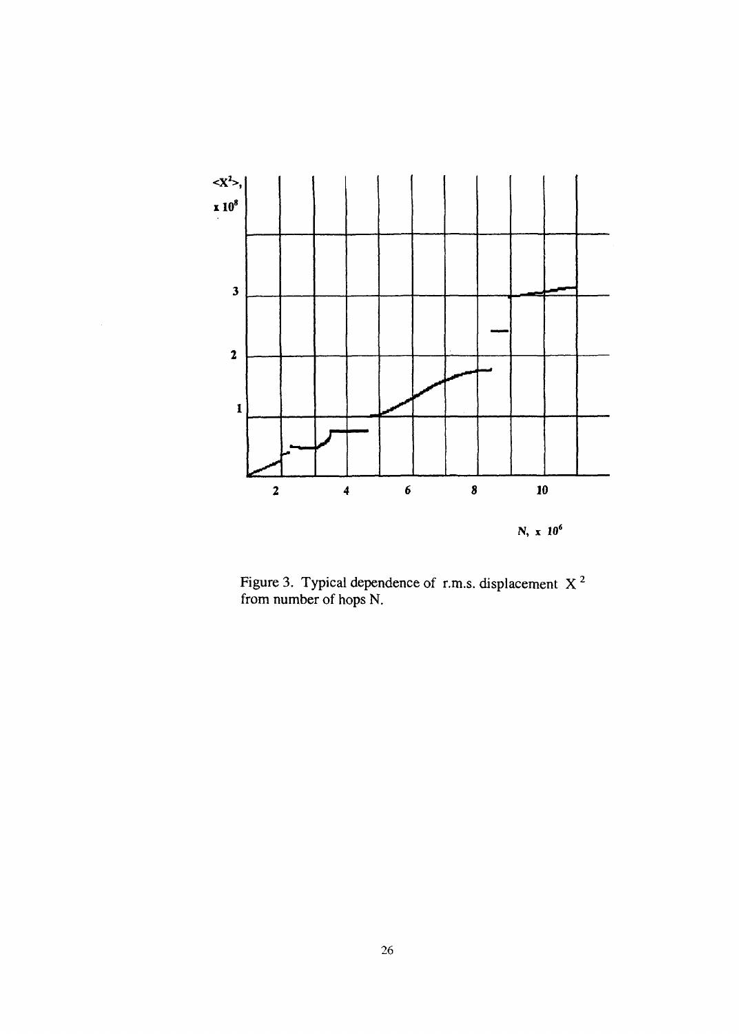$<X^2>$,
$x\ 10^8$

3

2

1

2 4 6 8 10

$N,\ x\ 10^6$

Figure 3. Typical dependence of r.m.s. displacement $X^2$ from number of hops N.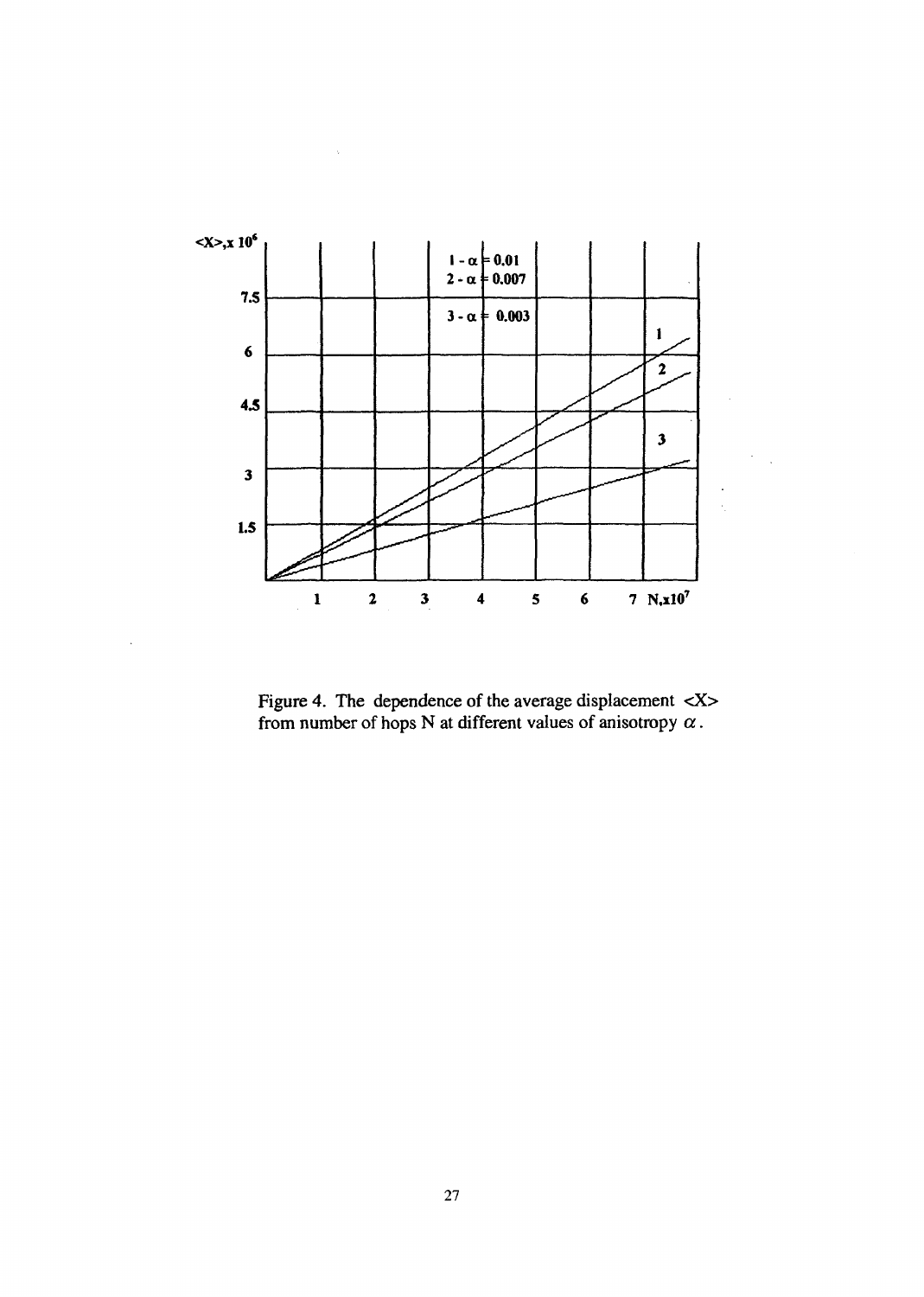<X>,x $10^6$

7.5

6

4.5

3

1.5

1 2 3 4 5 6 7 N,x$10^7$

1 - α = 0.01
2 - α = 0.007
3 - α = 0.003

1

2

3

Figure 4. The dependence of the average displacement <X> from number of hops N at different values of anisotropy $\alpha$.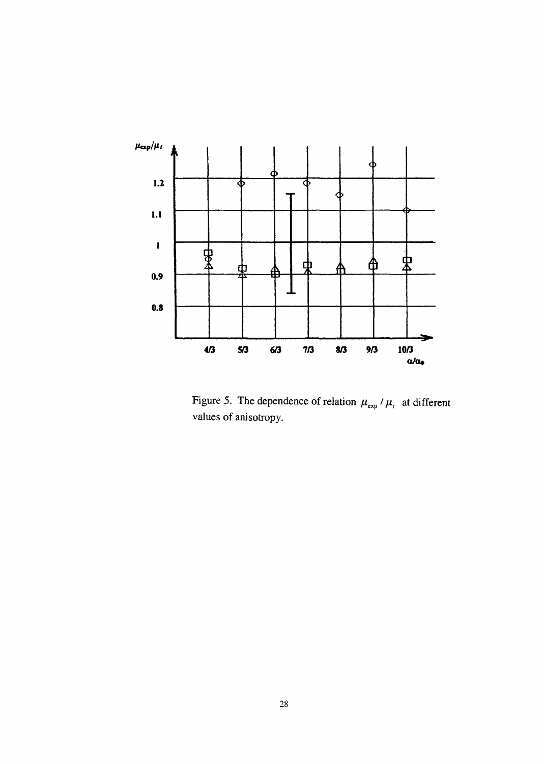$\mu_{exp}/\mu_t$

1.2

1.1

1

0.9

0.8

4/3 5/3 6/3 7/3 8/3 9/3 10/3

$a/a_0$

Figure 5. The dependence of relation $\mu_{\exp} / \mu_t$ at different values of anisotropy.